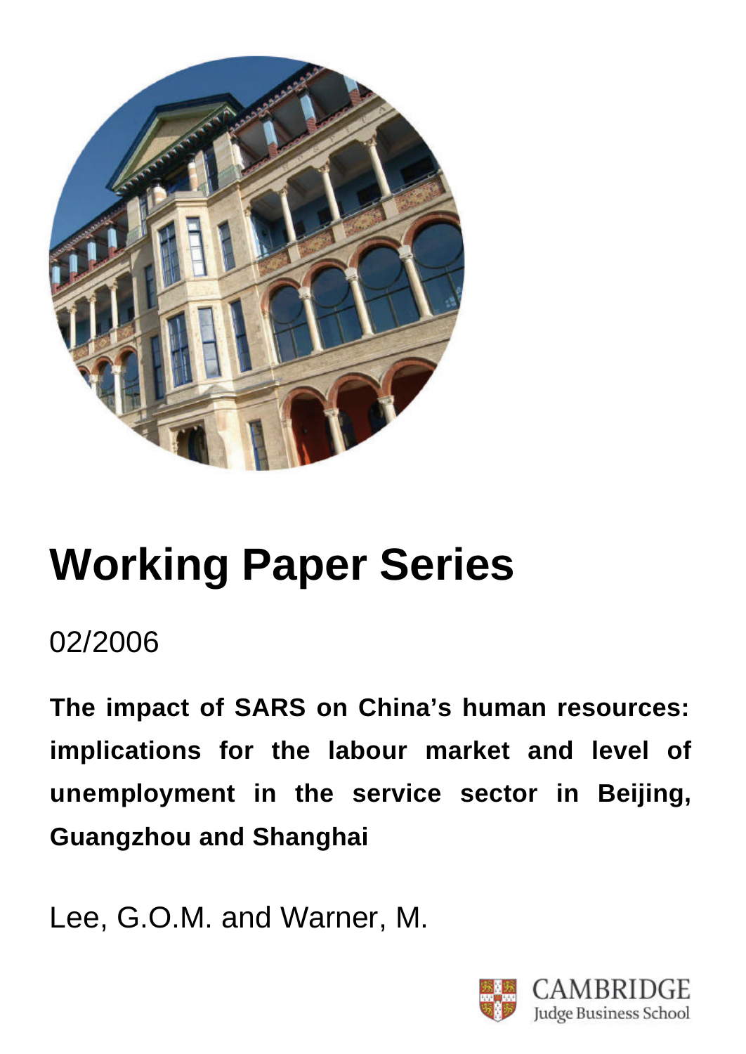# Working Paper Series

02/2006

**The impact of SARS on China's human resources: implications for the labour market and level of unemployment in the service sector in Beijing, Guangzhou and Shanghai**

Lee, G.O.M. and Warner, M.

CAMBRIDGE
Judge Business School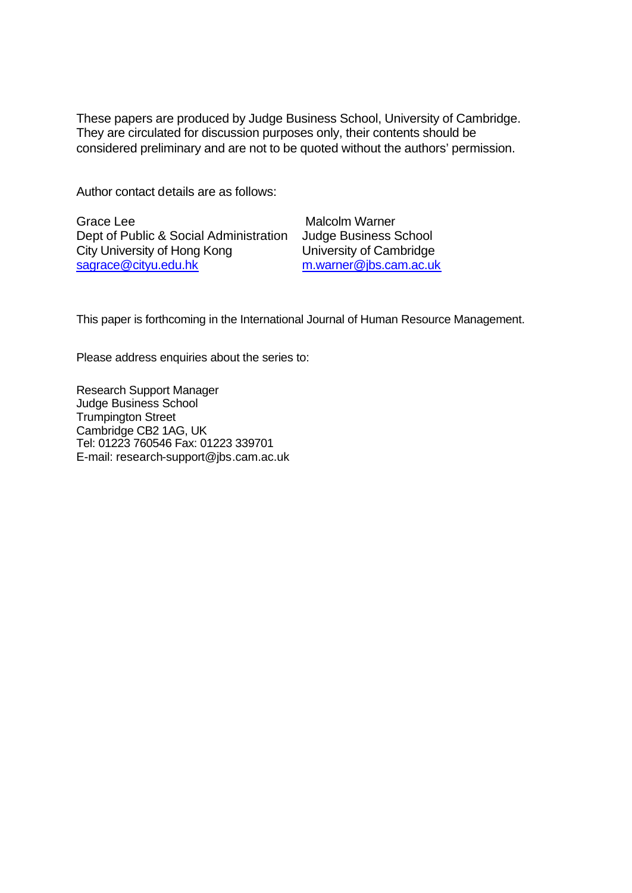These papers are produced by Judge Business School, University of Cambridge. They are circulated for discussion purposes only, their contents should be considered preliminary and are not to be quoted without the authors' permission.

Author contact details are as follows:

| Grace Lee | Malcolm Warner |
|---|---|
| Dept of Public & Social Administration | Judge Business School |
| City University of Hong Kong | University of Cambridge |
| sagrace@cityu.edu.hk | m.warner@jbs.cam.ac.uk |

This paper is forthcoming in the International Journal of Human Resource Management.

Please address enquiries about the series to:

Research Support Manager
Judge Business School
Trumpington Street
Cambridge CB2 1AG, UK
Tel: 01223 760546 Fax: 01223 339701
E-mail: research-support@jbs.cam.ac.uk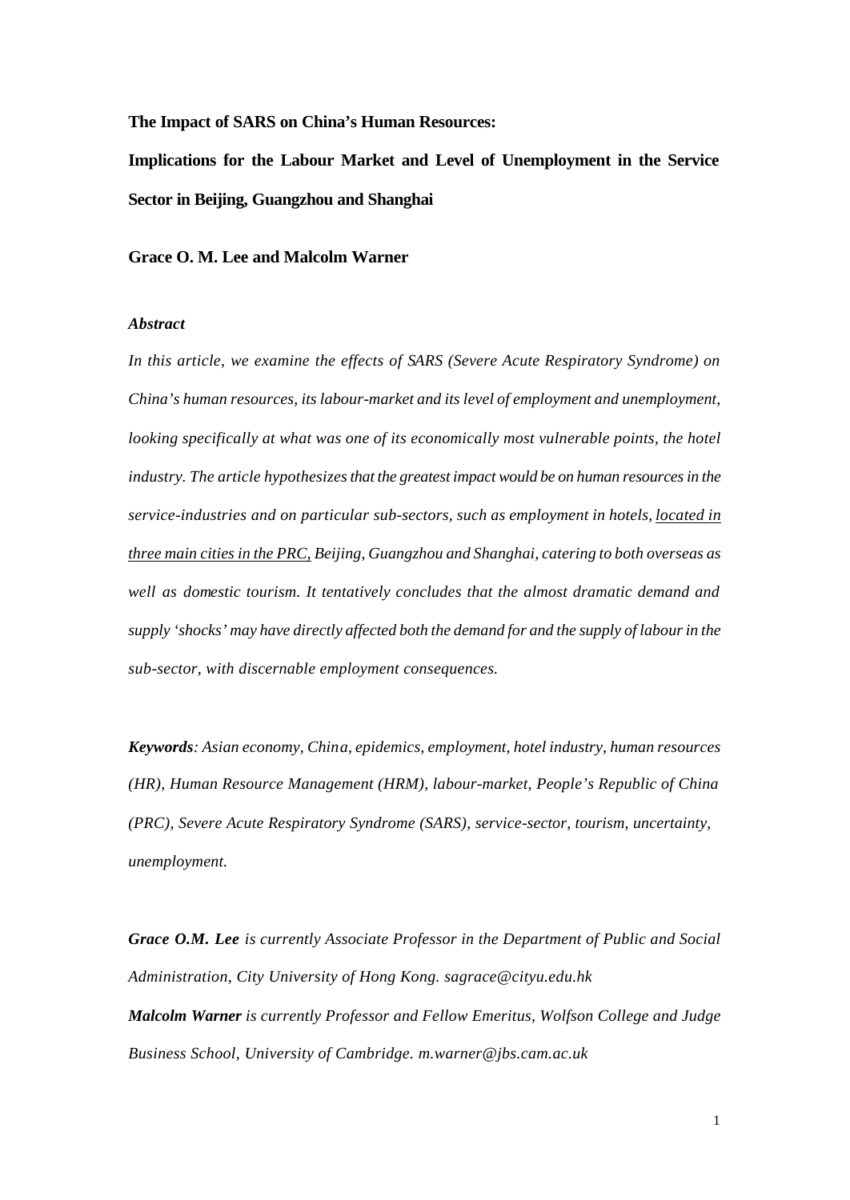**The Impact of SARS on China's Human Resources:**

**Implications for the Labour Market and Level of Unemployment in the Service Sector in Beijing, Guangzhou and Shanghai**

**Grace O. M. Lee and Malcolm Warner**

***Abstract***

*In this article, we examine the effects of SARS (Severe Acute Respiratory Syndrome) on China's human resources, its labour-market and its level of employment and unemployment, looking specifically at what was one of its economically most vulnerable points, the hotel industry. The article hypothesizes that the greatest impact would be on human resources in the service-industries and on particular sub-sectors, such as employment in hotels, <u>located in three main cities in the PRC,</u> Beijing, Guangzhou and Shanghai, catering to both overseas as well as domestic tourism. It tentatively concludes that the almost dramatic demand and supply 'shocks' may have directly affected both the demand for and the supply of labour in the sub-sector, with discernable employment consequences.*

***Keywords****: Asian economy, China, epidemics, employment, hotel industry, human resources (HR), Human Resource Management (HRM), labour-market, People's Republic of China (PRC), Severe Acute Respiratory Syndrome (SARS), service-sector, tourism, uncertainty, unemployment.*

***Grace O.M. Lee*** *is currently Associate Professor in the Department of Public and Social Administration, City University of Hong Kong. sagrace@cityu.edu.hk*

***Malcolm Warner*** *is currently Professor and Fellow Emeritus, Wolfson College and Judge Business School, University of Cambridge. m.warner@jbs.cam.ac.uk*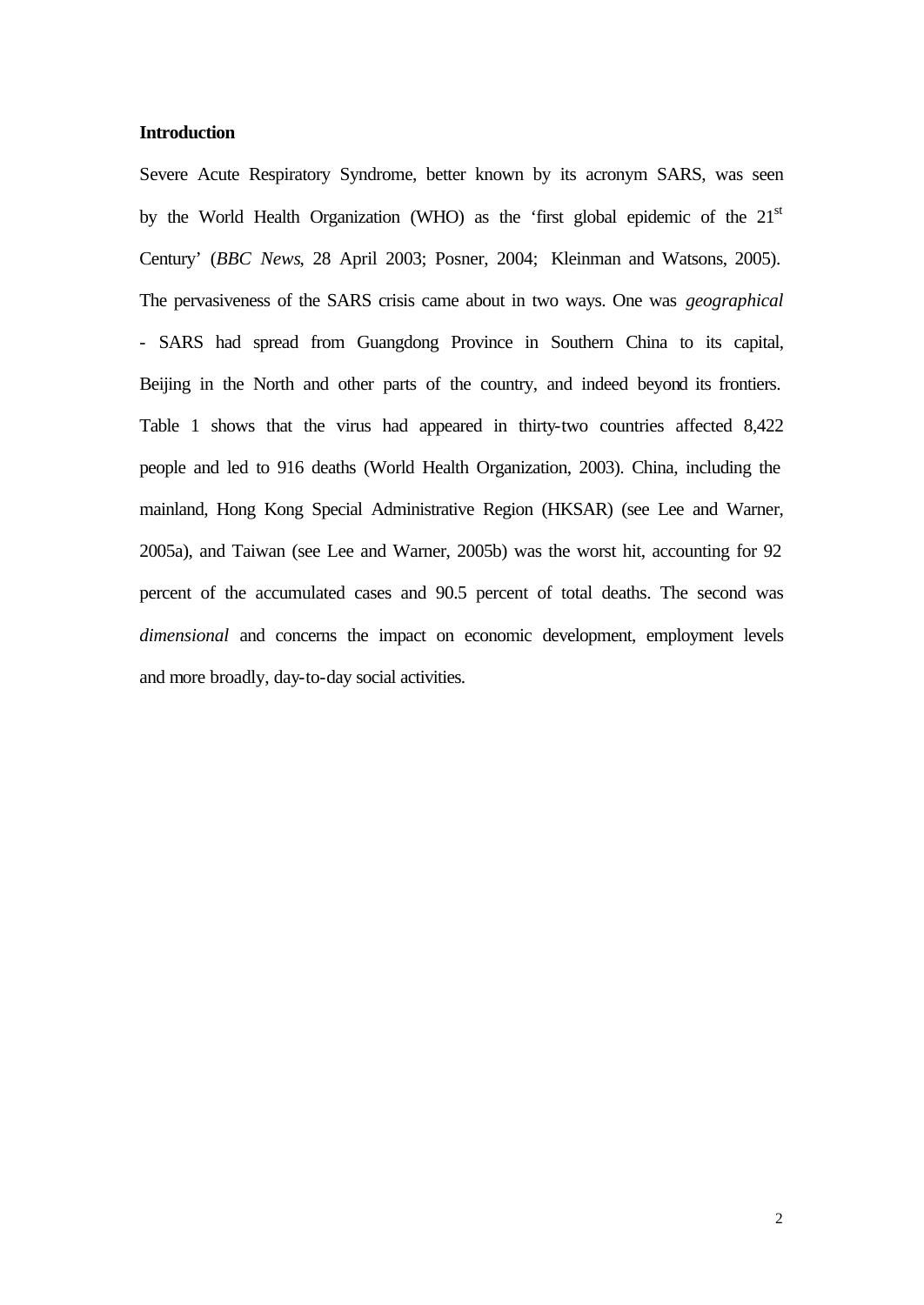**Introduction**

Severe Acute Respiratory Syndrome, better known by its acronym SARS, was seen by the World Health Organization (WHO) as the 'first global epidemic of the 21st Century' (*BBC News*, 28 April 2003; Posner, 2004; Kleinman and Watsons, 2005). The pervasiveness of the SARS crisis came about in two ways. One was *geographical* - SARS had spread from Guangdong Province in Southern China to its capital, Beijing in the North and other parts of the country, and indeed beyond its frontiers. Table 1 shows that the virus had appeared in thirty-two countries affected 8,422 people and led to 916 deaths (World Health Organization, 2003). China, including the mainland, Hong Kong Special Administrative Region (HKSAR) (see Lee and Warner, 2005a), and Taiwan (see Lee and Warner, 2005b) was the worst hit, accounting for 92 percent of the accumulated cases and 90.5 percent of total deaths. The second was *dimensional* and concerns the impact on economic development, employment levels and more broadly, day-to-day social activities.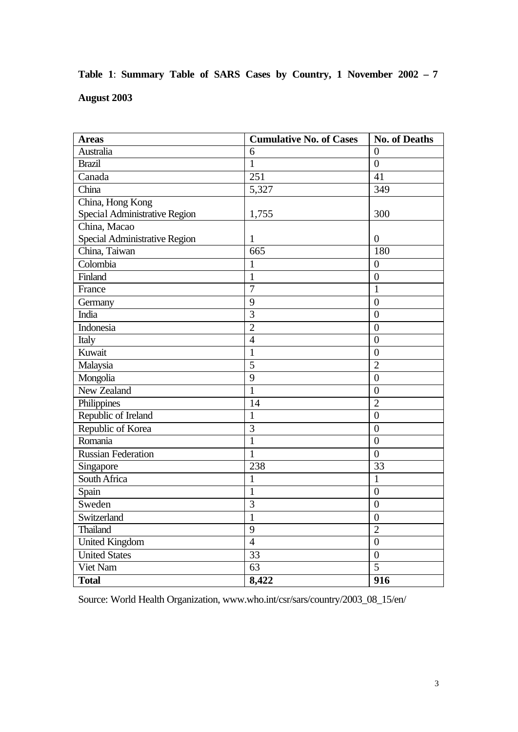**Table 1**: **Summary Table of SARS Cases by Country, 1 November 2002 – 7 August 2003**

| **Areas** | **Cumulative No. of Cases** | **No. of Deaths** |
|---|---|---|
| Australia | 6 | 0 |
| Brazil | 1 | 0 |
| Canada | 251 | 41 |
| China | 5,327 | 349 |
| China, Hong Kong Special Administrative Region | 1,755 | 300 |
| China, Macao Special Administrative Region | 1 | 0 |
| China, Taiwan | 665 | 180 |
| Colombia | 1 | 0 |
| Finland | 1 | 0 |
| France | 7 | 1 |
| Germany | 9 | 0 |
| India | 3 | 0 |
| Indonesia | 2 | 0 |
| Italy | 4 | 0 |
| Kuwait | 1 | 0 |
| Malaysia | 5 | 2 |
| Mongolia | 9 | 0 |
| New Zealand | 1 | 0 |
| Philippines | 14 | 2 |
| Republic of Ireland | 1 | 0 |
| Republic of Korea | 3 | 0 |
| Romania | 1 | 0 |
| Russian Federation | 1 | 0 |
| Singapore | 238 | 33 |
| South Africa | 1 | 1 |
| Spain | 1 | 0 |
| Sweden | 3 | 0 |
| Switzerland | 1 | 0 |
| Thailand | 9 | 2 |
| United Kingdom | 4 | 0 |
| United States | 33 | 0 |
| Viet Nam | 63 | 5 |
| **Total** | **8,422** | **916** |

Source: World Health Organization, www.who.int/csr/sars/country/2003_08_15/en/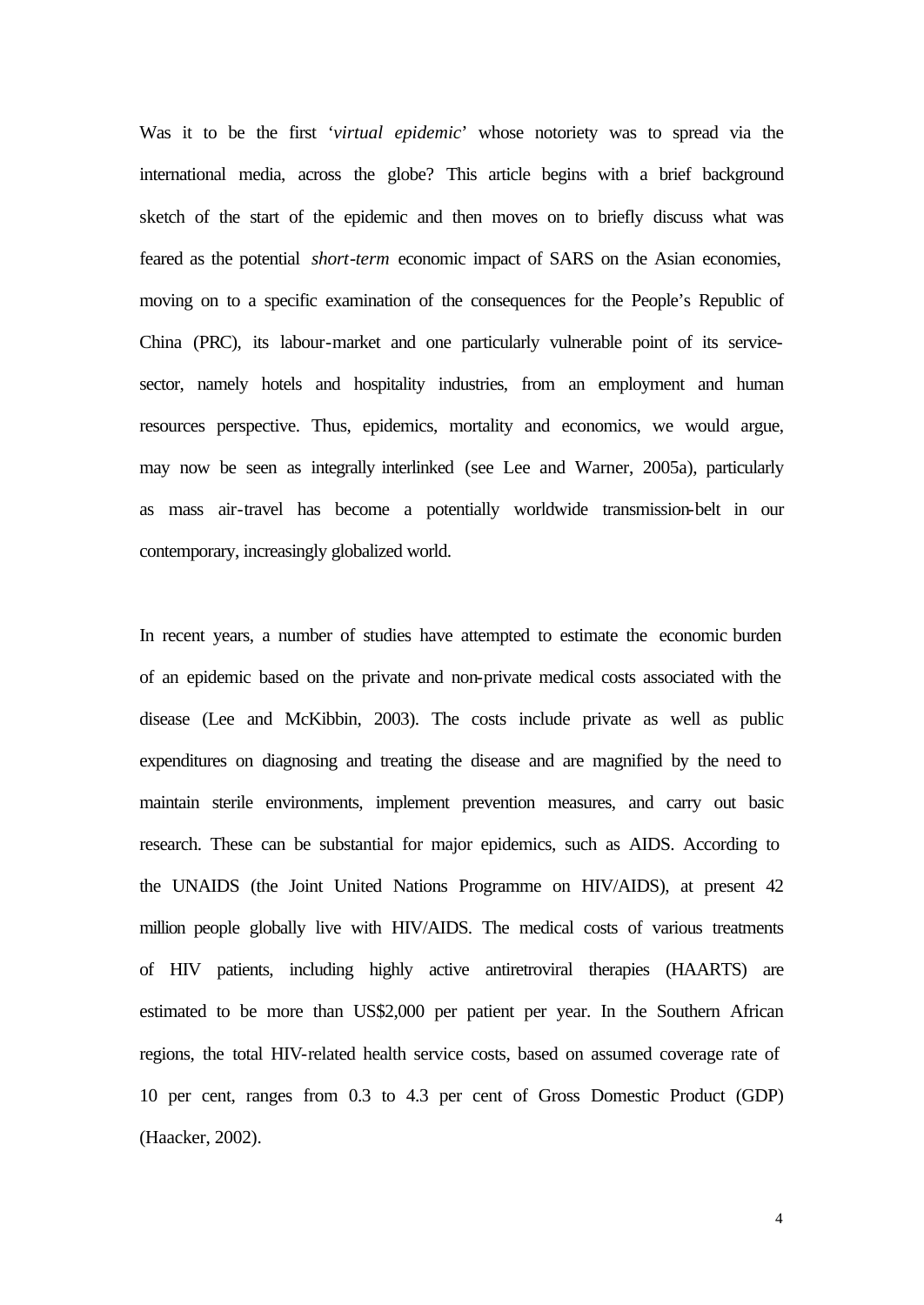Was it to be the first '*virtual epidemic*' whose notoriety was to spread via the international media, across the globe? This article begins with a brief background sketch of the start of the epidemic and then moves on to briefly discuss what was feared as the potential *short-term* economic impact of SARS on the Asian economies, moving on to a specific examination of the consequences for the People's Republic of China (PRC), its labour-market and one particularly vulnerable point of its service-sector, namely hotels and hospitality industries, from an employment and human resources perspective. Thus, epidemics, mortality and economics, we would argue, may now be seen as integrally interlinked (see Lee and Warner, 2005a), particularly as mass air-travel has become a potentially worldwide transmission-belt in our contemporary, increasingly globalized world.

In recent years, a number of studies have attempted to estimate the economic burden of an epidemic based on the private and non-private medical costs associated with the disease (Lee and McKibbin, 2003). The costs include private as well as public expenditures on diagnosing and treating the disease and are magnified by the need to maintain sterile environments, implement prevention measures, and carry out basic research. These can be substantial for major epidemics, such as AIDS. According to the UNAIDS (the Joint United Nations Programme on HIV/AIDS), at present 42 million people globally live with HIV/AIDS. The medical costs of various treatments of HIV patients, including highly active antiretroviral therapies (HAARTS) are estimated to be more than US$2,000 per patient per year. In the Southern African regions, the total HIV-related health service costs, based on assumed coverage rate of 10 per cent, ranges from 0.3 to 4.3 per cent of Gross Domestic Product (GDP) (Haacker, 2002).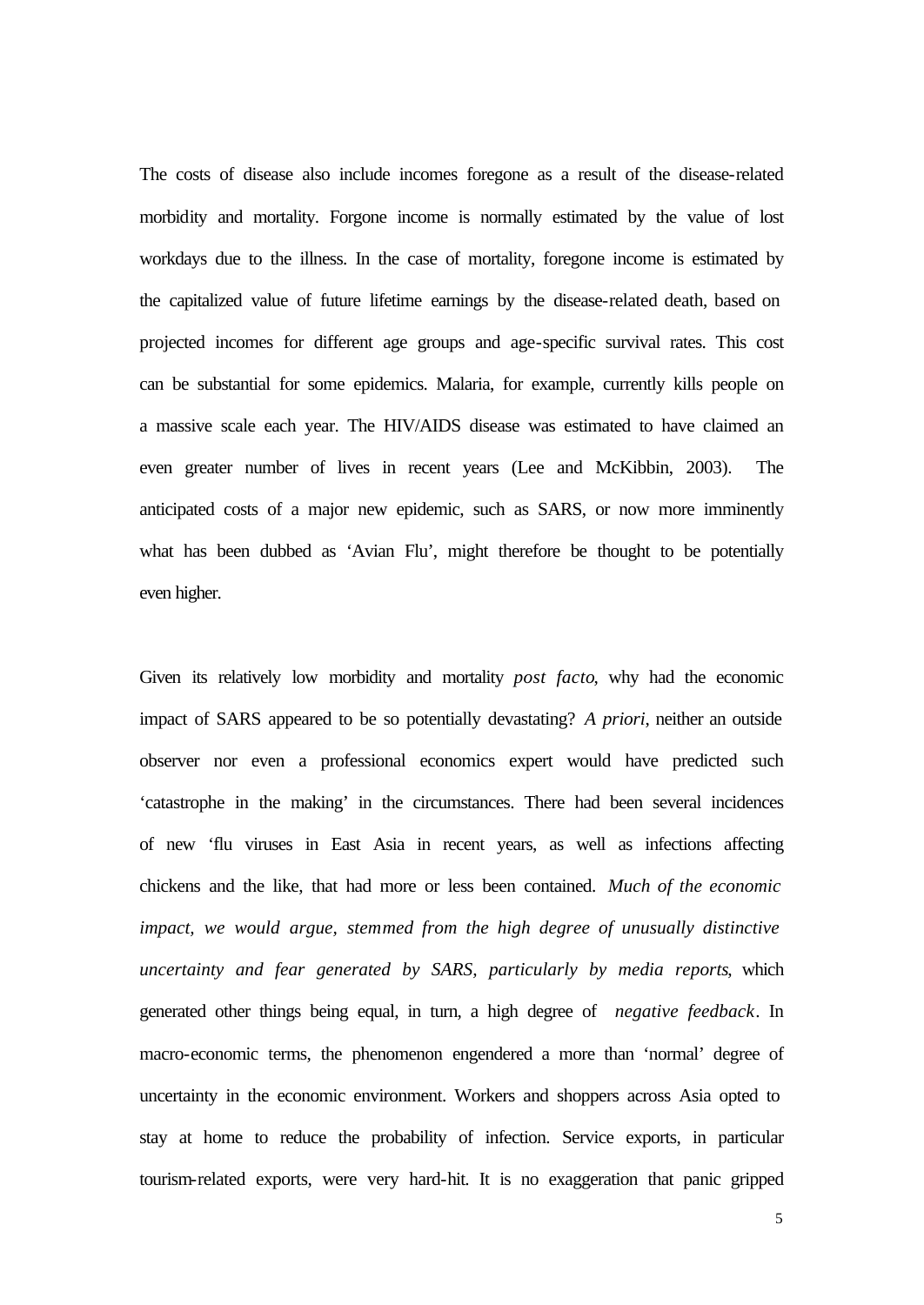The costs of disease also include incomes foregone as a result of the disease-related morbidity and mortality. Forgone income is normally estimated by the value of lost workdays due to the illness. In the case of mortality, foregone income is estimated by the capitalized value of future lifetime earnings by the disease-related death, based on projected incomes for different age groups and age-specific survival rates. This cost can be substantial for some epidemics. Malaria, for example, currently kills people on a massive scale each year. The HIV/AIDS disease was estimated to have claimed an even greater number of lives in recent years (Lee and McKibbin, 2003). The anticipated costs of a major new epidemic, such as SARS, or now more imminently what has been dubbed as 'Avian Flu', might therefore be thought to be potentially even higher.

Given its relatively low morbidity and mortality *post facto*, why had the economic impact of SARS appeared to be so potentially devastating? *A priori*, neither an outside observer nor even a professional economics expert would have predicted such 'catastrophe in the making' in the circumstances. There had been several incidences of new 'flu viruses in East Asia in recent years, as well as infections affecting chickens and the like, that had more or less been contained. *Much of the economic impact, we would argue, stemmed from the high degree of unusually distinctive uncertainty and fear generated by SARS, particularly by media reports*, which generated other things being equal, in turn, a high degree of *negative feedback*. In macro-economic terms, the phenomenon engendered a more than 'normal' degree of uncertainty in the economic environment. Workers and shoppers across Asia opted to stay at home to reduce the probability of infection. Service exports, in particular tourism-related exports, were very hard-hit. It is no exaggeration that panic gripped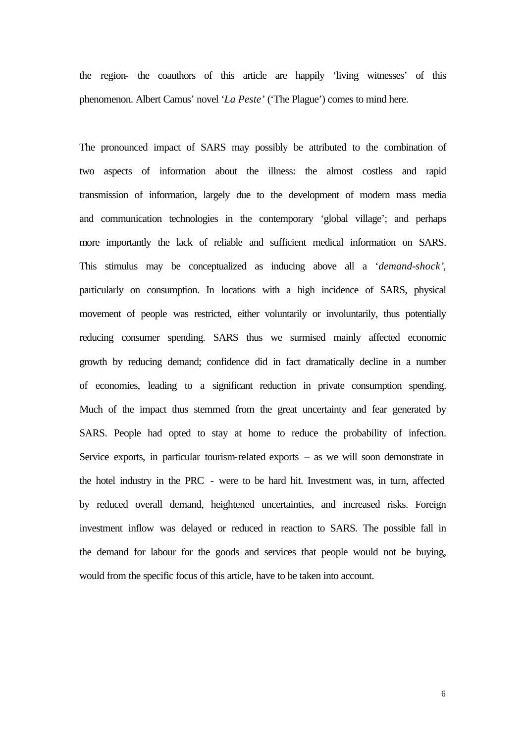the region- the coauthors of this article are happily 'living witnesses' of this phenomenon. Albert Camus' novel '*La Peste'* ('The Plague') comes to mind here.

The pronounced impact of SARS may possibly be attributed to the combination of two aspects of information about the illness: the almost costless and rapid transmission of information, largely due to the development of modern mass media and communication technologies in the contemporary 'global village'; and perhaps more importantly the lack of reliable and sufficient medical information on SARS. This stimulus may be conceptualized as inducing above all a '*demand-shock'*, particularly on consumption. In locations with a high incidence of SARS, physical movement of people was restricted, either voluntarily or involuntarily, thus potentially reducing consumer spending. SARS thus we surmised mainly affected economic growth by reducing demand; confidence did in fact dramatically decline in a number of economies, leading to a significant reduction in private consumption spending. Much of the impact thus stemmed from the great uncertainty and fear generated by SARS. People had opted to stay at home to reduce the probability of infection. Service exports, in particular tourism-related exports – as we will soon demonstrate in the hotel industry in the PRC - were to be hard hit. Investment was, in turn, affected by reduced overall demand, heightened uncertainties, and increased risks. Foreign investment inflow was delayed or reduced in reaction to SARS. The possible fall in the demand for labour for the goods and services that people would not be buying, would from the specific focus of this article, have to be taken into account.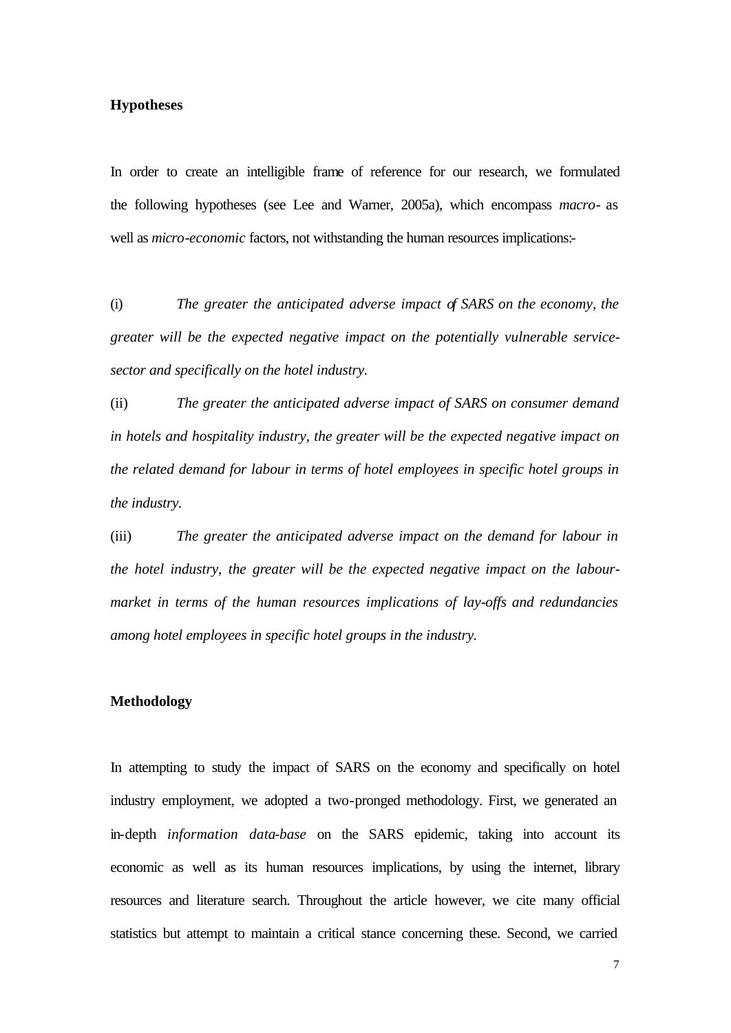## Hypotheses

In order to create an intelligible frame of reference for our research, we formulated the following hypotheses (see Lee and Warner, 2005a), which encompass *macro-* as well as *micro-economic* factors, not withstanding the human resources implications:-

(i) *The greater the anticipated adverse impact of SARS on the economy, the greater will be the expected negative impact on the potentially vulnerable service-sector and specifically on the hotel industry.*

(ii) *The greater the anticipated adverse impact of SARS on consumer demand in hotels and hospitality industry, the greater will be the expected negative impact on the related demand for labour in terms of hotel employees in specific hotel groups in the industry.*

(iii) *The greater the anticipated adverse impact on the demand for labour in the hotel industry, the greater will be the expected negative impact on the labour-market in terms of the human resources implications of lay-offs and redundancies among hotel employees in specific hotel groups in the industry.*

## Methodology

In attempting to study the impact of SARS on the economy and specifically on hotel industry employment, we adopted a two-pronged methodology. First, we generated an in-depth *information data-base* on the SARS epidemic, taking into account its economic as well as its human resources implications, by using the internet, library resources and literature search. Throughout the article however, we cite many official statistics but attempt to maintain a critical stance concerning these. Second, we carried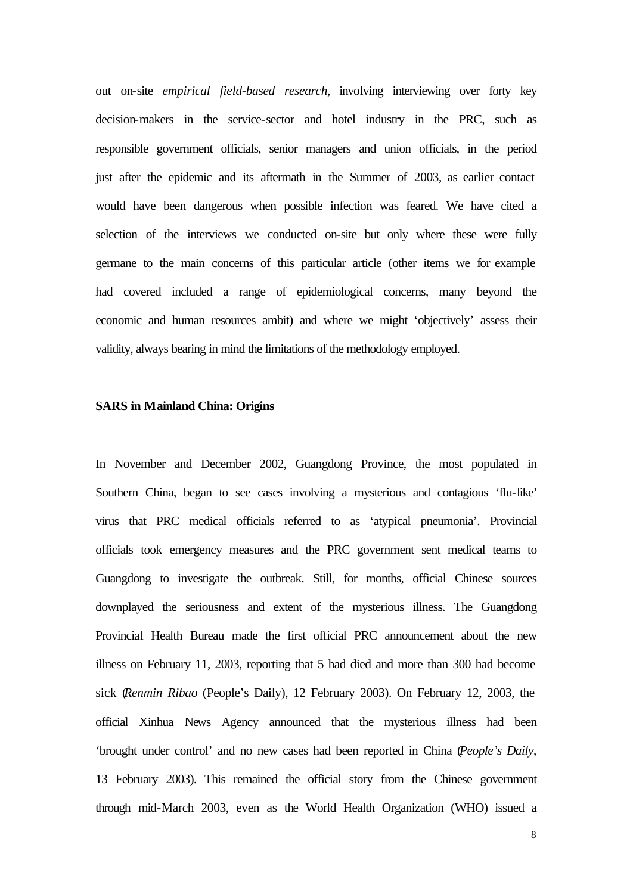out on-site *empirical field-based research*, involving interviewing over forty key decision-makers in the service-sector and hotel industry in the PRC, such as responsible government officials, senior managers and union officials, in the period just after the epidemic and its aftermath in the Summer of 2003, as earlier contact would have been dangerous when possible infection was feared. We have cited a selection of the interviews we conducted on-site but only where these were fully germane to the main concerns of this particular article (other items we for example had covered included a range of epidemiological concerns, many beyond the economic and human resources ambit) and where we might 'objectively' assess their validity, always bearing in mind the limitations of the methodology employed.

**SARS in Mainland China: Origins**

In November and December 2002, Guangdong Province, the most populated in Southern China, began to see cases involving a mysterious and contagious 'flu-like' virus that PRC medical officials referred to as 'atypical pneumonia'. Provincial officials took emergency measures and the PRC government sent medical teams to Guangdong to investigate the outbreak. Still, for months, official Chinese sources downplayed the seriousness and extent of the mysterious illness. The Guangdong Provincial Health Bureau made the first official PRC announcement about the new illness on February 11, 2003, reporting that 5 had died and more than 300 had become sick (*Renmin Ribao* (People's Daily), 12 February 2003). On February 12, 2003, the official Xinhua News Agency announced that the mysterious illness had been 'brought under control' and no new cases had been reported in China (*People's Daily*, 13 February 2003). This remained the official story from the Chinese government through mid-March 2003, even as the World Health Organization (WHO) issued a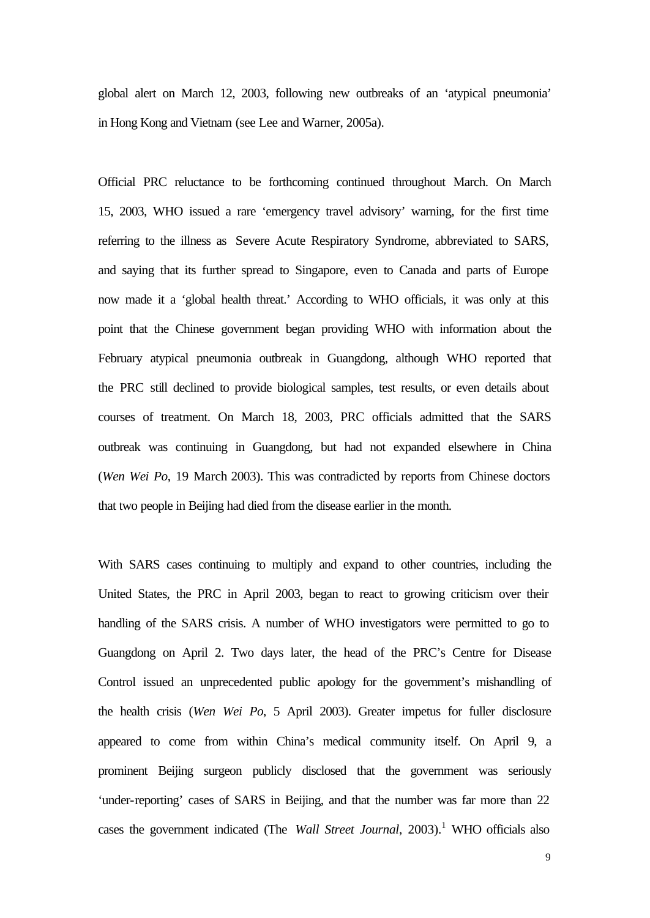global alert on March 12, 2003, following new outbreaks of an 'atypical pneumonia' in Hong Kong and Vietnam (see Lee and Warner, 2005a).

Official PRC reluctance to be forthcoming continued throughout March. On March 15, 2003, WHO issued a rare 'emergency travel advisory' warning, for the first time referring to the illness as Severe Acute Respiratory Syndrome, abbreviated to SARS, and saying that its further spread to Singapore, even to Canada and parts of Europe now made it a 'global health threat.' According to WHO officials, it was only at this point that the Chinese government began providing WHO with information about the February atypical pneumonia outbreak in Guangdong, although WHO reported that the PRC still declined to provide biological samples, test results, or even details about courses of treatment. On March 18, 2003, PRC officials admitted that the SARS outbreak was continuing in Guangdong, but had not expanded elsewhere in China (*Wen Wei Po*, 19 March 2003). This was contradicted by reports from Chinese doctors that two people in Beijing had died from the disease earlier in the month.

With SARS cases continuing to multiply and expand to other countries, including the United States, the PRC in April 2003, began to react to growing criticism over their handling of the SARS crisis. A number of WHO investigators were permitted to go to Guangdong on April 2. Two days later, the head of the PRC's Centre for Disease Control issued an unprecedented public apology for the government's mishandling of the health crisis (*Wen Wei Po*, 5 April 2003). Greater impetus for fuller disclosure appeared to come from within China's medical community itself. On April 9, a prominent Beijing surgeon publicly disclosed that the government was seriously 'under-reporting' cases of SARS in Beijing, and that the number was far more than 22 cases the government indicated (The *Wall Street Journal*, 2003).[1] WHO officials also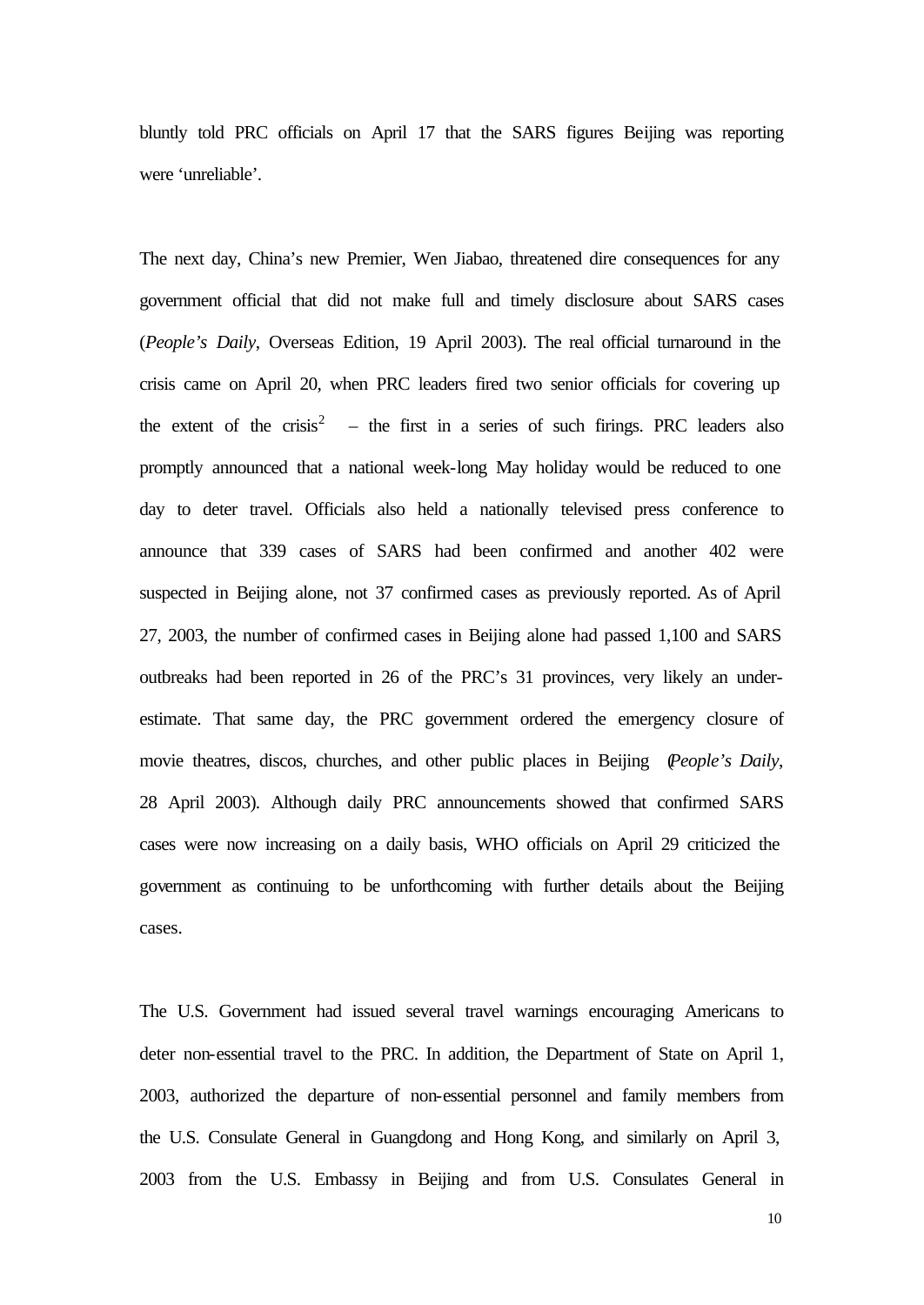bluntly told PRC officials on April 17 that the SARS figures Beijing was reporting were 'unreliable'.

The next day, China's new Premier, Wen Jiabao, threatened dire consequences for any government official that did not make full and timely disclosure about SARS cases (*People's Daily*, Overseas Edition, 19 April 2003). The real official turnaround in the crisis came on April 20, when PRC leaders fired two senior officials for covering up the extent of the crisis[2] – the first in a series of such firings. PRC leaders also promptly announced that a national week-long May holiday would be reduced to one day to deter travel. Officials also held a nationally televised press conference to announce that 339 cases of SARS had been confirmed and another 402 were suspected in Beijing alone, not 37 confirmed cases as previously reported. As of April 27, 2003, the number of confirmed cases in Beijing alone had passed 1,100 and SARS outbreaks had been reported in 26 of the PRC's 31 provinces, very likely an under-estimate. That same day, the PRC government ordered the emergency closure of movie theatres, discos, churches, and other public places in Beijing (*People's Daily*, 28 April 2003). Although daily PRC announcements showed that confirmed SARS cases were now increasing on a daily basis, WHO officials on April 29 criticized the government as continuing to be unforthcoming with further details about the Beijing cases.

The U.S. Government had issued several travel warnings encouraging Americans to deter non-essential travel to the PRC. In addition, the Department of State on April 1, 2003, authorized the departure of non-essential personnel and family members from the U.S. Consulate General in Guangdong and Hong Kong, and similarly on April 3, 2003 from the U.S. Embassy in Beijing and from U.S. Consulates General in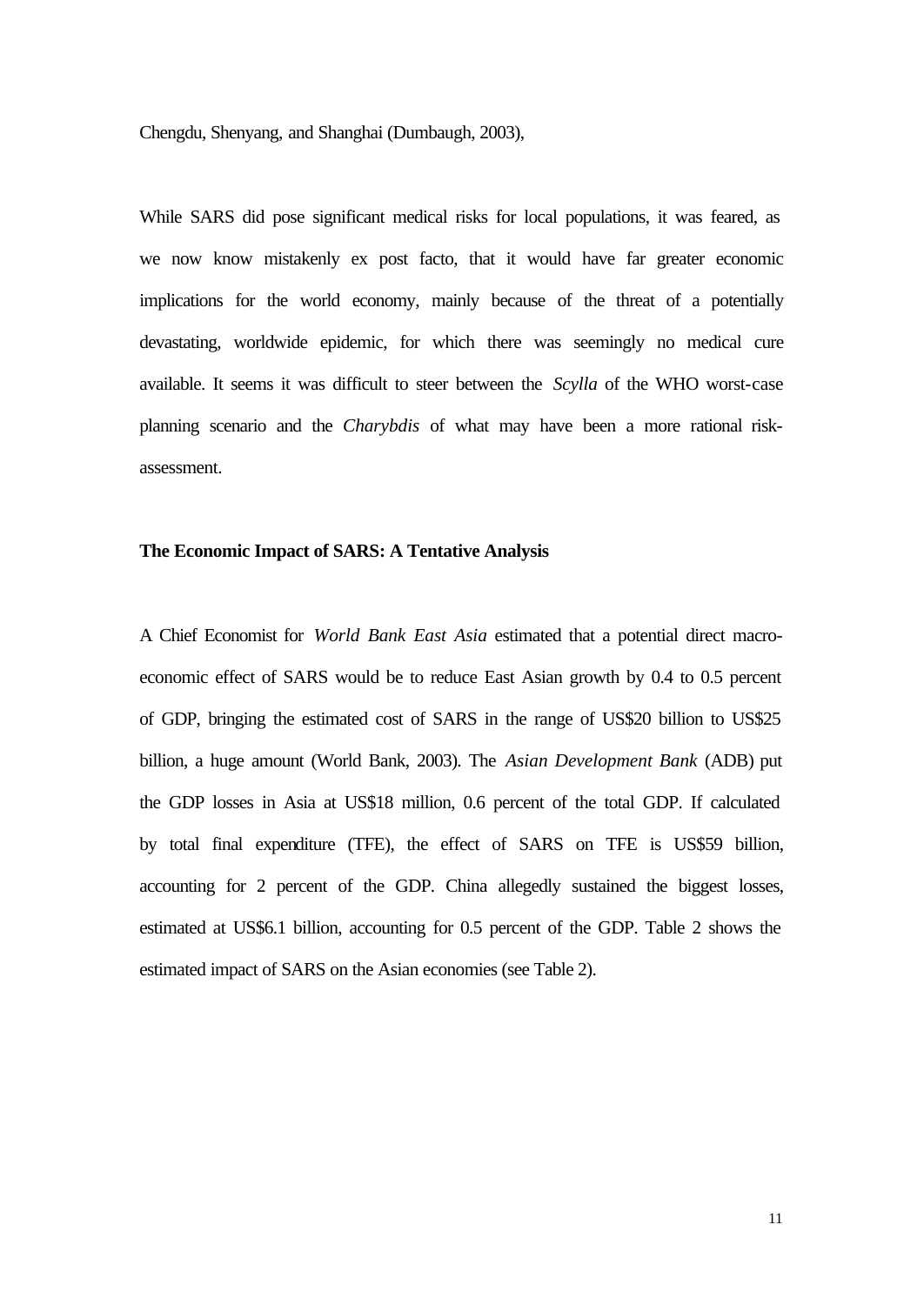Chengdu, Shenyang, and Shanghai (Dumbaugh, 2003),

While SARS did pose significant medical risks for local populations, it was feared, as we now know mistakenly ex post facto, that it would have far greater economic implications for the world economy, mainly because of the threat of a potentially devastating, worldwide epidemic, for which there was seemingly no medical cure available. It seems it was difficult to steer between the *Scylla* of the WHO worst-case planning scenario and the *Charybdis* of what may have been a more rational risk-assessment.

**The Economic Impact of SARS: A Tentative Analysis**

A Chief Economist for *World Bank East Asia* estimated that a potential direct macro-economic effect of SARS would be to reduce East Asian growth by 0.4 to 0.5 percent of GDP, bringing the estimated cost of SARS in the range of US$20 billion to US$25 billion, a huge amount (World Bank, 2003). The *Asian Development Bank* (ADB) put the GDP losses in Asia at US$18 million, 0.6 percent of the total GDP. If calculated by total final expenditure (TFE), the effect of SARS on TFE is US$59 billion, accounting for 2 percent of the GDP. China allegedly sustained the biggest losses, estimated at US$6.1 billion, accounting for 0.5 percent of the GDP. Table 2 shows the estimated impact of SARS on the Asian economies (see Table 2).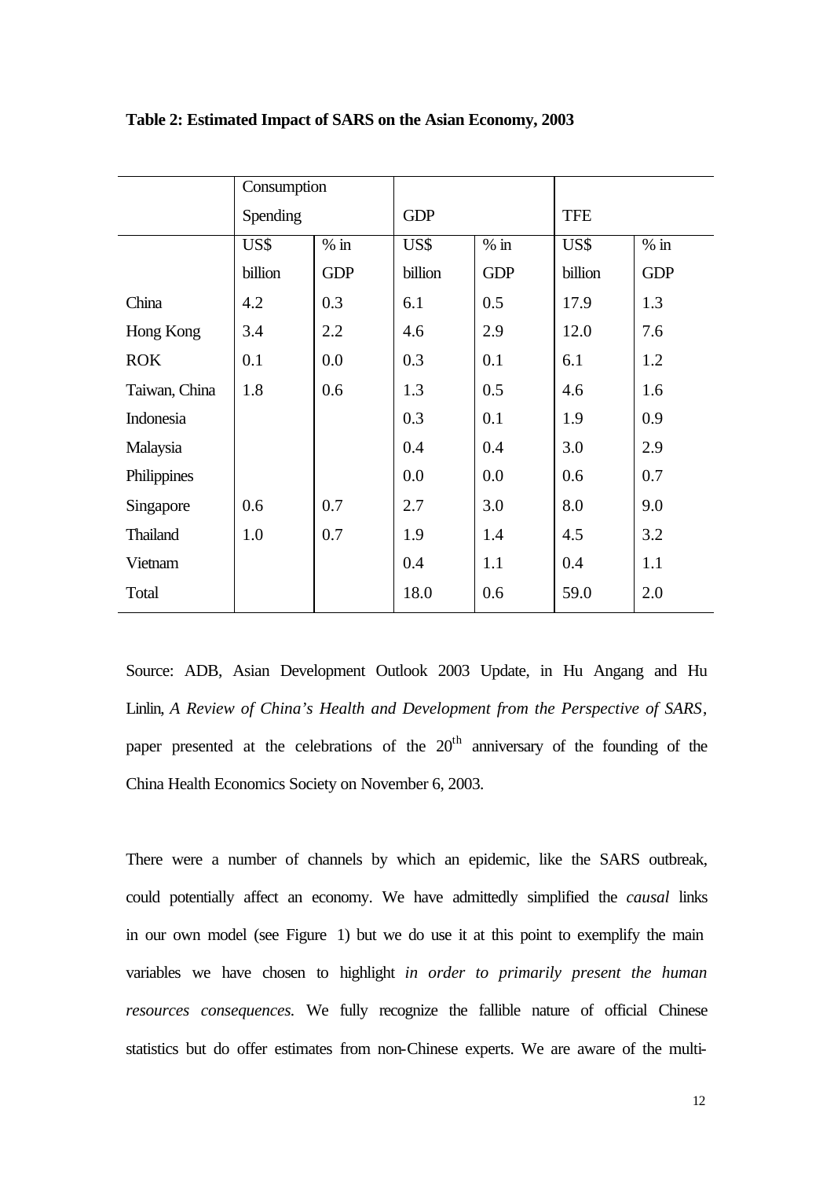**Table 2: Estimated Impact of SARS on the Asian Economy, 2003**

| | Consumption Spending | | GDP | | TFE | |
|---|---|---|---|---|---|---|
| | US$ billion | % in GDP | US$ billion | % in GDP | US$ billion | % in GDP |
| China | 4.2 | 0.3 | 6.1 | 0.5 | 17.9 | 1.3 |
| Hong Kong | 3.4 | 2.2 | 4.6 | 2.9 | 12.0 | 7.6 |
| ROK | 0.1 | 0.0 | 0.3 | 0.1 | 6.1 | 1.2 |
| Taiwan, China | 1.8 | 0.6 | 1.3 | 0.5 | 4.6 | 1.6 |
| Indonesia | | | 0.3 | 0.1 | 1.9 | 0.9 |
| Malaysia | | | 0.4 | 0.4 | 3.0 | 2.9 |
| Philippines | | | 0.0 | 0.0 | 0.6 | 0.7 |
| Singapore | 0.6 | 0.7 | 2.7 | 3.0 | 8.0 | 9.0 |
| Thailand | 1.0 | 0.7 | 1.9 | 1.4 | 4.5 | 3.2 |
| Vietnam | | | 0.4 | 1.1 | 0.4 | 1.1 |
| Total | | | 18.0 | 0.6 | 59.0 | 2.0 |

Source: ADB, Asian Development Outlook 2003 Update, in Hu Angang and Hu Linlin, *A Review of China's Health and Development from the Perspective of SARS*, paper presented at the celebrations of the 20th anniversary of the founding of the China Health Economics Society on November 6, 2003.

There were a number of channels by which an epidemic, like the SARS outbreak, could potentially affect an economy. We have admittedly simplified the *causal* links in our own model (see Figure 1) but we do use it at this point to exemplify the main variables we have chosen to highlight *in order to primarily present the human resources consequences.* We fully recognize the fallible nature of official Chinese statistics but do offer estimates from non-Chinese experts. We are aware of the multi-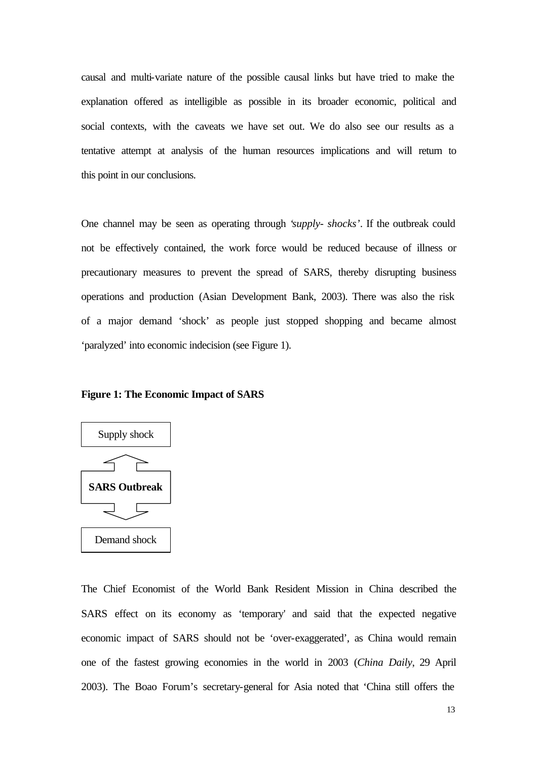causal and multi-variate nature of the possible causal links but have tried to make the explanation offered as intelligible as possible in its broader economic, political and social contexts, with the caveats we have set out. We do also see our results as a tentative attempt at analysis of the human resources implications and will return to this point in our conclusions.

One channel may be seen as operating through '*supply- shocks*'. If the outbreak could not be effectively contained, the work force would be reduced because of illness or precautionary measures to prevent the spread of SARS, thereby disrupting business operations and production (Asian Development Bank, 2003). There was also the risk of a major demand 'shock' as people just stopped shopping and became almost 'paralyzed' into economic indecision (see Figure 1).

**Figure 1: The Economic Impact of SARS**

Supply shock

**SARS Outbreak**

Demand shock

The Chief Economist of the World Bank Resident Mission in China described the SARS effect on its economy as 'temporary' and said that the expected negative economic impact of SARS should not be 'over-exaggerated', as China would remain one of the fastest growing economies in the world in 2003 (*China Daily*, 29 April 2003). The Boao Forum's secretary-general for Asia noted that 'China still offers the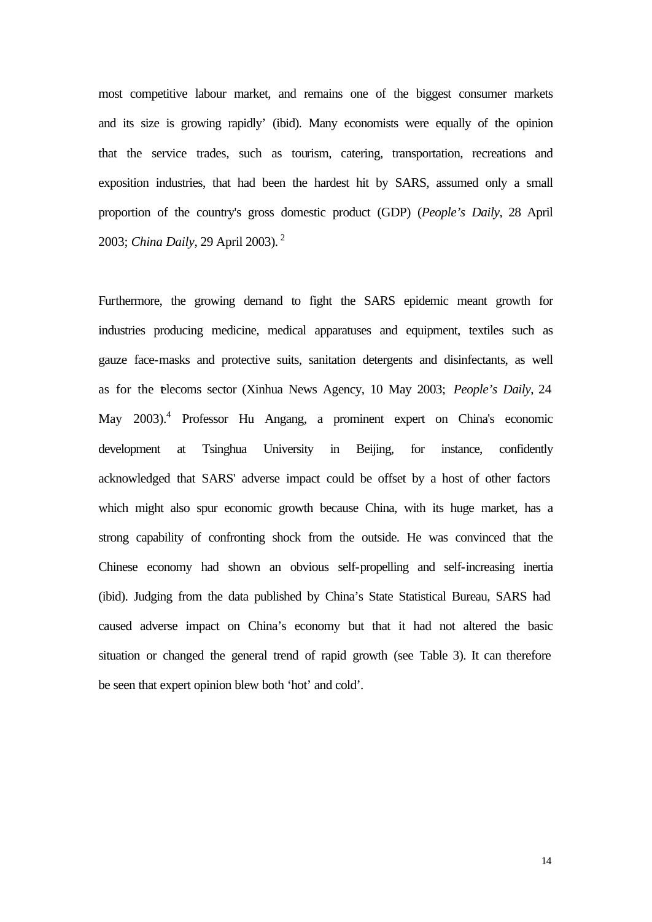most competitive labour market, and remains one of the biggest consumer markets and its size is growing rapidly' (ibid). Many economists were equally of the opinion that the service trades, such as tourism, catering, transportation, recreations and exposition industries, that had been the hardest hit by SARS, assumed only a small proportion of the country's gross domestic product (GDP) (*People's Daily*, 28 April 2003; *China Daily*, 29 April 2003). [2]

Furthermore, the growing demand to fight the SARS epidemic meant growth for industries producing medicine, medical apparatuses and equipment, textiles such as gauze face-masks and protective suits, sanitation detergents and disinfectants, as well as for the telecoms sector (Xinhua News Agency, 10 May 2003; *People's Daily*, 24 May 2003).[4] Professor Hu Angang, a prominent expert on China's economic development at Tsinghua University in Beijing, for instance, confidently acknowledged that SARS' adverse impact could be offset by a host of other factors which might also spur economic growth because China, with its huge market, has a strong capability of confronting shock from the outside. He was convinced that the Chinese economy had shown an obvious self-propelling and self-increasing inertia (ibid). Judging from the data published by China's State Statistical Bureau, SARS had caused adverse impact on China's economy but that it had not altered the basic situation or changed the general trend of rapid growth (see Table 3). It can therefore be seen that expert opinion blew both 'hot' and cold'.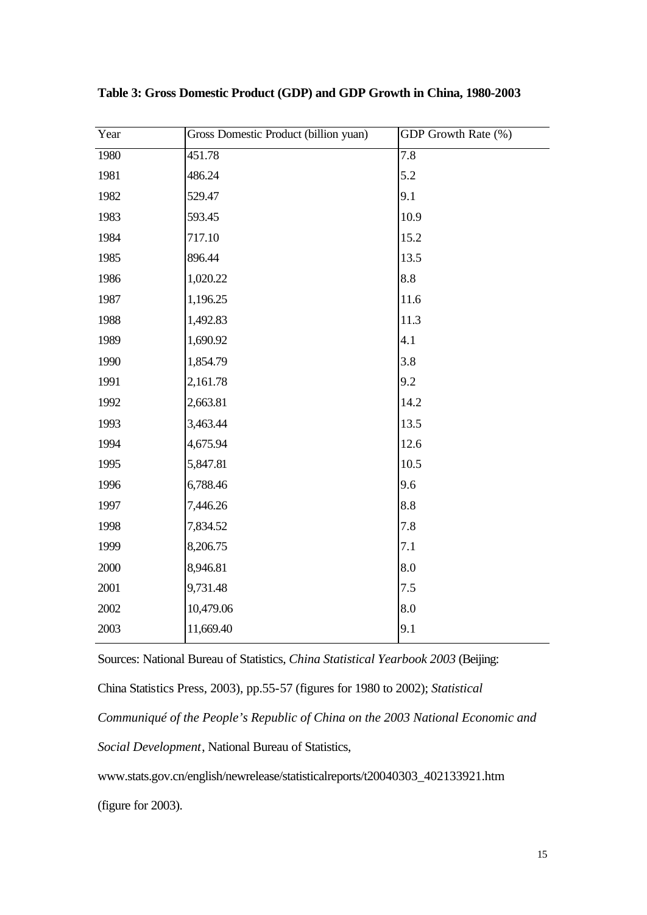**Table 3: Gross Domestic Product (GDP) and GDP Growth in China, 1980-2003**

| Year | Gross Domestic Product (billion yuan) | GDP Growth Rate (%) |
|---|---|---|
| 1980 | 451.78 | 7.8 |
| 1981 | 486.24 | 5.2 |
| 1982 | 529.47 | 9.1 |
| 1983 | 593.45 | 10.9 |
| 1984 | 717.10 | 15.2 |
| 1985 | 896.44 | 13.5 |
| 1986 | 1,020.22 | 8.8 |
| 1987 | 1,196.25 | 11.6 |
| 1988 | 1,492.83 | 11.3 |
| 1989 | 1,690.92 | 4.1 |
| 1990 | 1,854.79 | 3.8 |
| 1991 | 2,161.78 | 9.2 |
| 1992 | 2,663.81 | 14.2 |
| 1993 | 3,463.44 | 13.5 |
| 1994 | 4,675.94 | 12.6 |
| 1995 | 5,847.81 | 10.5 |
| 1996 | 6,788.46 | 9.6 |
| 1997 | 7,446.26 | 8.8 |
| 1998 | 7,834.52 | 7.8 |
| 1999 | 8,206.75 | 7.1 |
| 2000 | 8,946.81 | 8.0 |
| 2001 | 9,731.48 | 7.5 |
| 2002 | 10,479.06 | 8.0 |
| 2003 | 11,669.40 | 9.1 |

Sources: National Bureau of Statistics, *China Statistical Yearbook 2003* (Beijing: China Statistics Press, 2003), pp.55-57 (figures for 1980 to 2002); *Statistical Communiqué of the People's Republic of China on the 2003 National Economic and Social Development*, National Bureau of Statistics, www.stats.gov.cn/english/newrelease/statisticalreports/t20040303_402133921.htm (figure for 2003).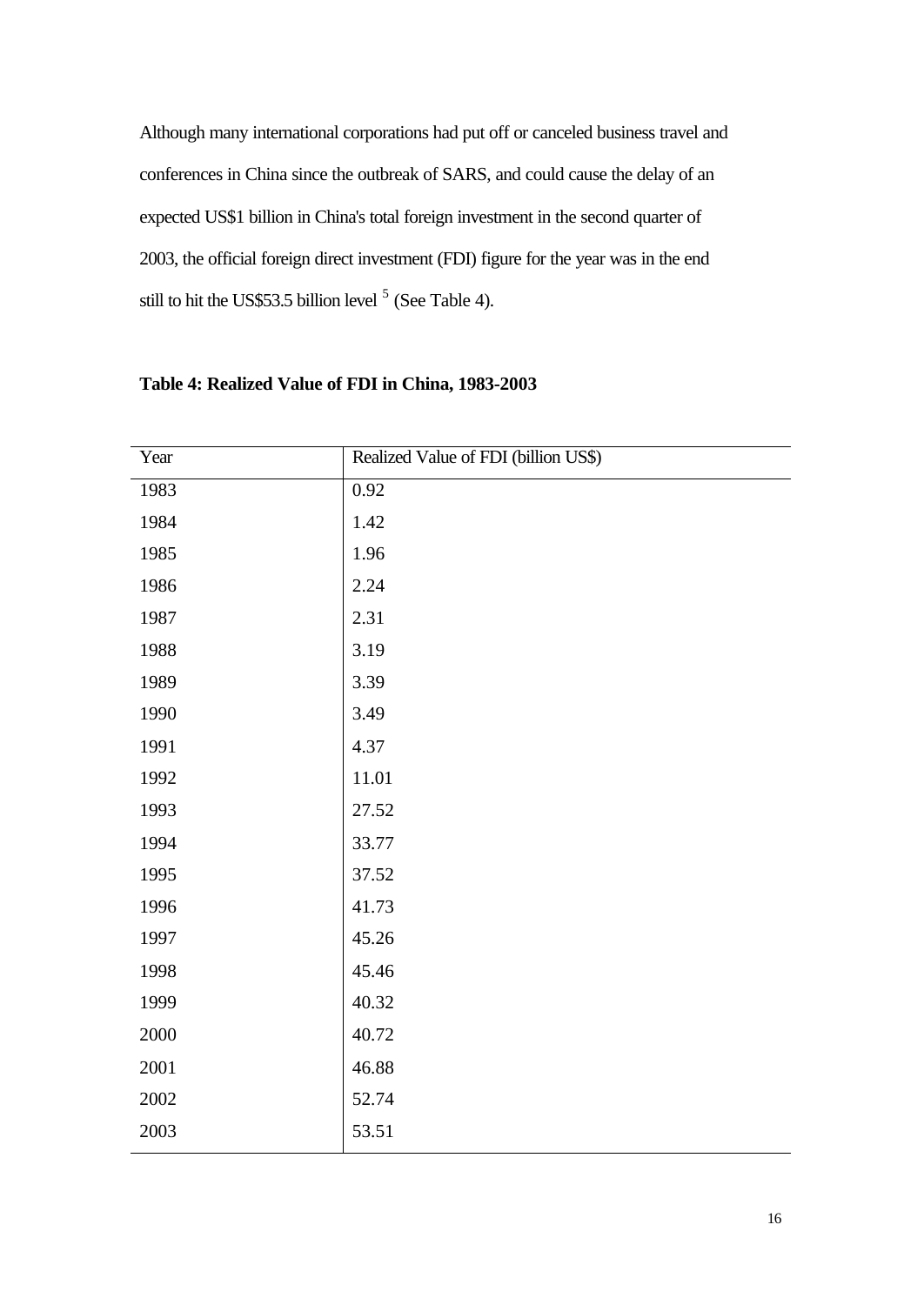Although many international corporations had put off or canceled business travel and conferences in China since the outbreak of SARS, and could cause the delay of an expected US$1 billion in China's total foreign investment in the second quarter of 2003, the official foreign direct investment (FDI) figure for the year was in the end still to hit the US$53.5 billion level [5] (See Table 4).

**Table 4: Realized Value of FDI in China, 1983-2003**

| Year | Realized Value of FDI (billion US$) |
|---|---|
| 1983 | 0.92 |
| 1984 | 1.42 |
| 1985 | 1.96 |
| 1986 | 2.24 |
| 1987 | 2.31 |
| 1988 | 3.19 |
| 1989 | 3.39 |
| 1990 | 3.49 |
| 1991 | 4.37 |
| 1992 | 11.01 |
| 1993 | 27.52 |
| 1994 | 33.77 |
| 1995 | 37.52 |
| 1996 | 41.73 |
| 1997 | 45.26 |
| 1998 | 45.46 |
| 1999 | 40.32 |
| 2000 | 40.72 |
| 2001 | 46.88 |
| 2002 | 52.74 |
| 2003 | 53.51 |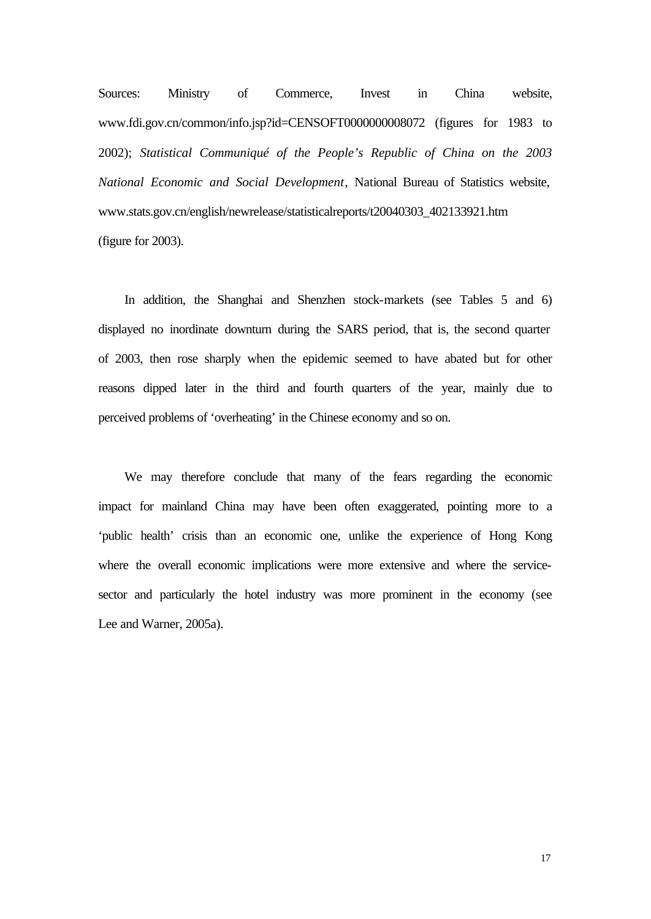Sources: Ministry of Commerce, Invest in China website, www.fdi.gov.cn/common/info.jsp?id=CENSOFT0000000008072 (figures for 1983 to 2002); *Statistical Communiqué of the People's Republic of China on the 2003 National Economic and Social Development*, National Bureau of Statistics website, www.stats.gov.cn/english/newrelease/statisticalreports/t20040303_402133921.htm (figure for 2003).

In addition, the Shanghai and Shenzhen stock-markets (see Tables 5 and 6) displayed no inordinate downturn during the SARS period, that is, the second quarter of 2003, then rose sharply when the epidemic seemed to have abated but for other reasons dipped later in the third and fourth quarters of the year, mainly due to perceived problems of 'overheating' in the Chinese economy and so on.

We may therefore conclude that many of the fears regarding the economic impact for mainland China may have been often exaggerated, pointing more to a 'public health' crisis than an economic one, unlike the experience of Hong Kong where the overall economic implications were more extensive and where the service-sector and particularly the hotel industry was more prominent in the economy (see Lee and Warner, 2005a).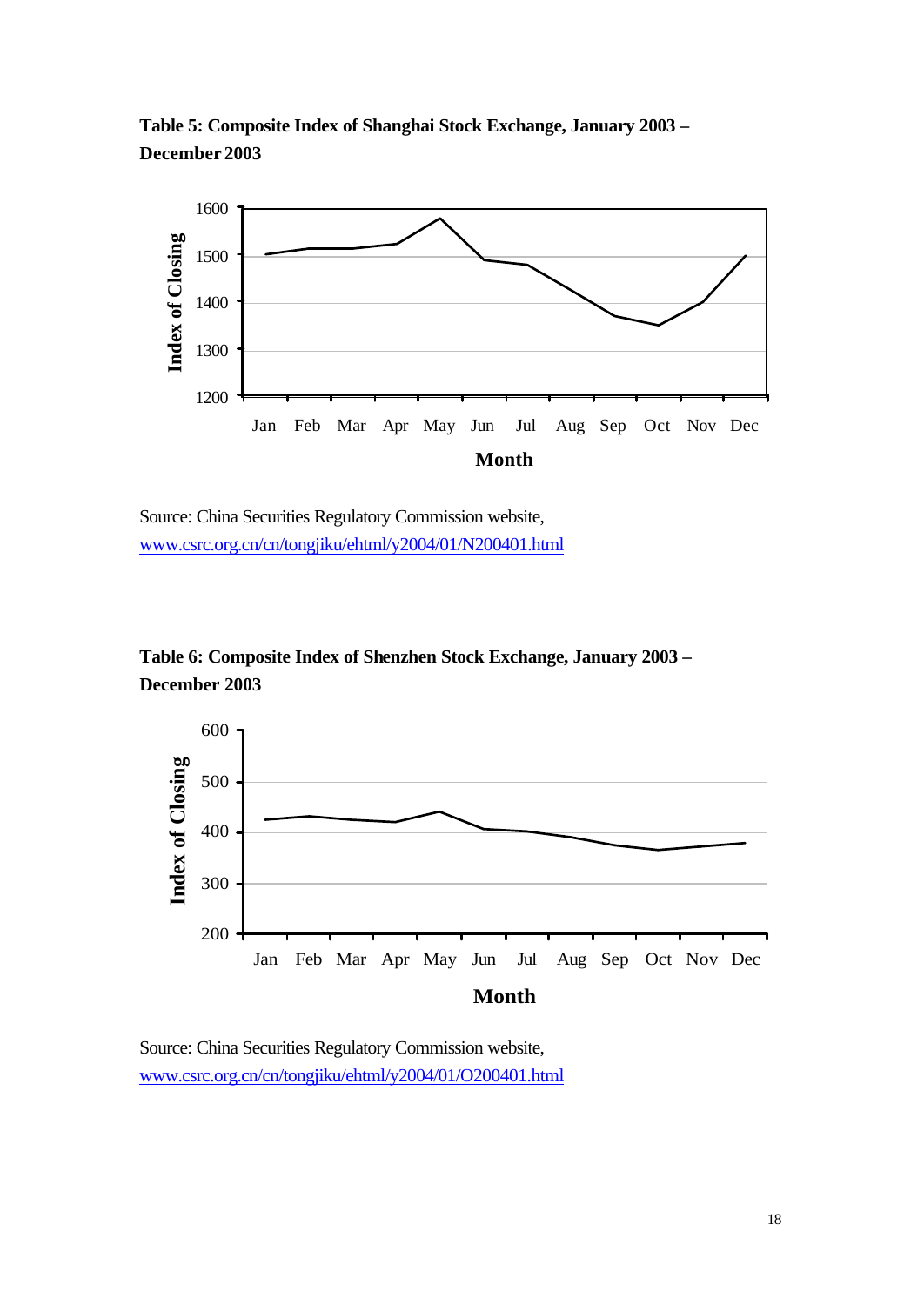**Table 5: Composite Index of Shanghai Stock Exchange, January 2003 – December 2003**

Source: China Securities Regulatory Commission website, www.csrc.org.cn/cn/tongjiku/ehtml/y2004/01/N200401.html

**Table 6: Composite Index of Shenzhen Stock Exchange, January 2003 – December 2003**

Source: China Securities Regulatory Commission website, www.csrc.org.cn/cn/tongjiku/ehtml/y2004/01/O200401.html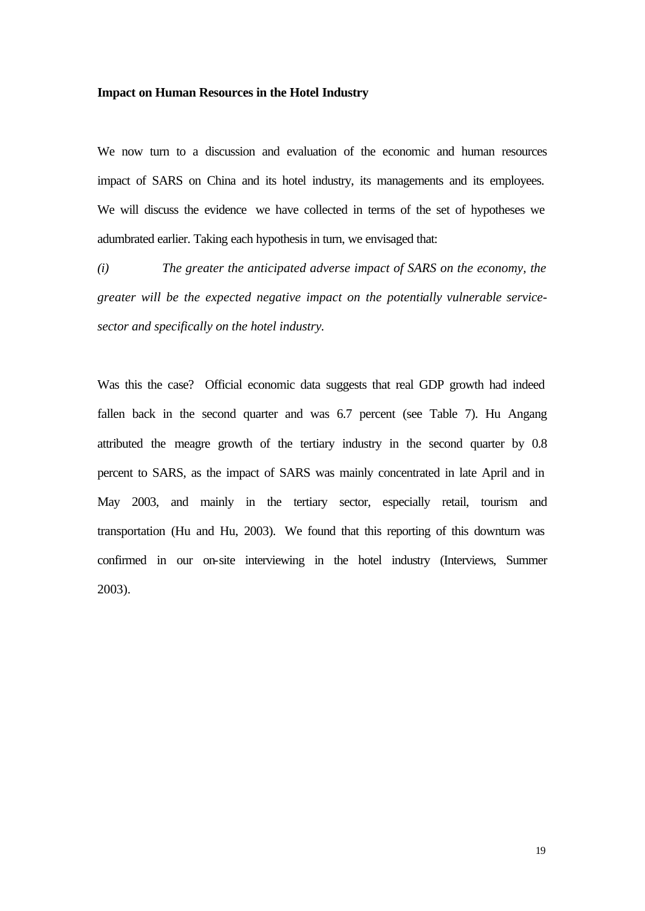**Impact on Human Resources in the Hotel Industry**

We now turn to a discussion and evaluation of the economic and human resources impact of SARS on China and its hotel industry, its managements and its employees. We will discuss the evidence we have collected in terms of the set of hypotheses we adumbrated earlier. Taking each hypothesis in turn, we envisaged that:

*(i) The greater the anticipated adverse impact of SARS on the economy, the greater will be the expected negative impact on the potentially vulnerable service-sector and specifically on the hotel industry.*

Was this the case? Official economic data suggests that real GDP growth had indeed fallen back in the second quarter and was 6.7 percent (see Table 7). Hu Angang attributed the meagre growth of the tertiary industry in the second quarter by 0.8 percent to SARS, as the impact of SARS was mainly concentrated in late April and in May 2003, and mainly in the tertiary sector, especially retail, tourism and transportation (Hu and Hu, 2003). We found that this reporting of this downturn was confirmed in our on-site interviewing in the hotel industry (Interviews, Summer 2003).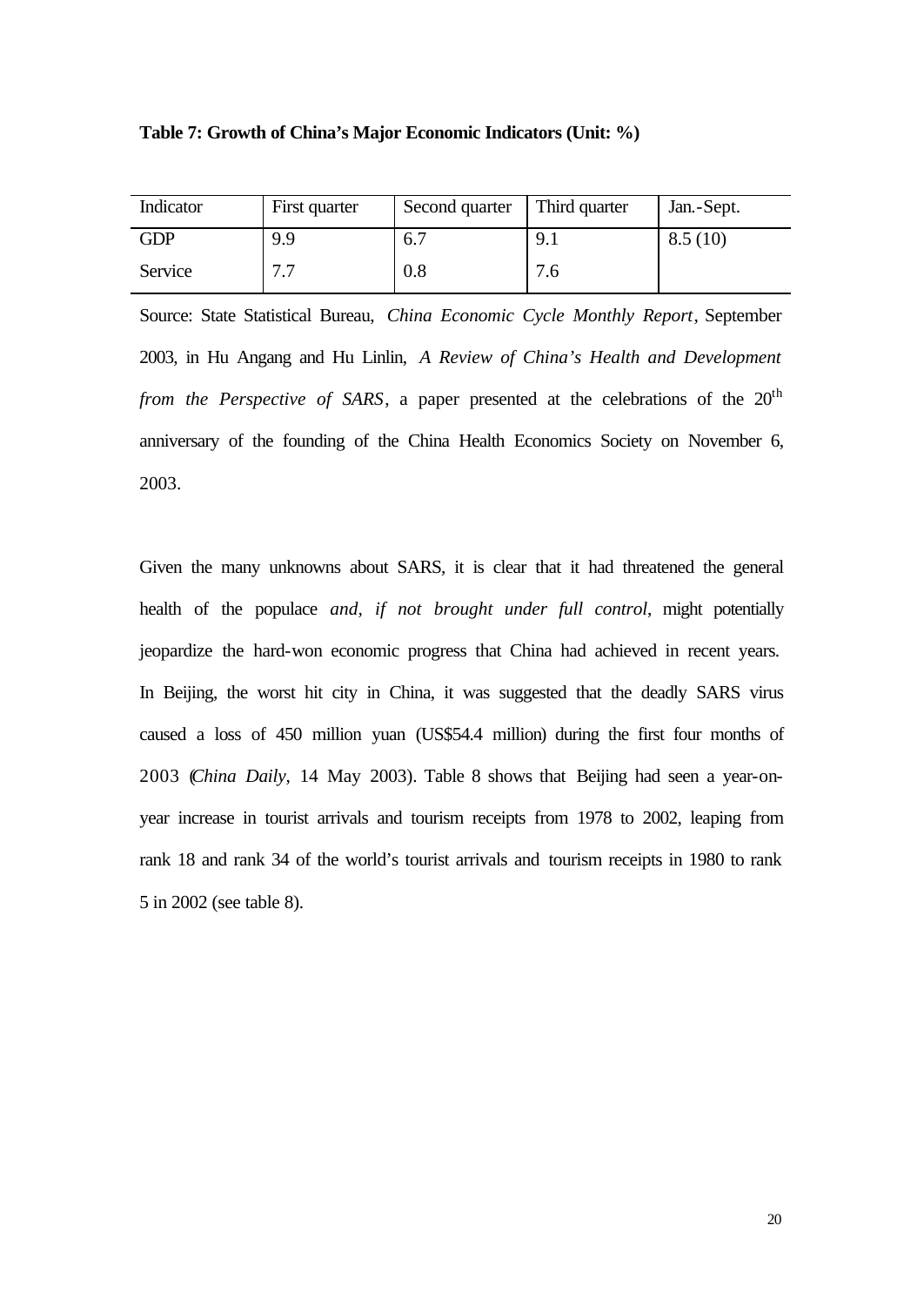**Table 7: Growth of China's Major Economic Indicators (Unit: %)**

| Indicator | First quarter | Second quarter | Third quarter | Jan.-Sept. |
|---|---|---|---|---|
| GDP | 9.9 | 6.7 | 9.1 | 8.5 (10) |
| Service | 7.7 | 0.8 | 7.6 | |

Source: State Statistical Bureau, *China Economic Cycle Monthly Report*, September 2003, in Hu Angang and Hu Linlin, *A Review of China's Health and Development from the Perspective of SARS*, a paper presented at the celebrations of the 20th anniversary of the founding of the China Health Economics Society on November 6, 2003.

Given the many unknowns about SARS, it is clear that it had threatened the general health of the populace *and, if not brought under full control*, might potentially jeopardize the hard-won economic progress that China had achieved in recent years. In Beijing, the worst hit city in China, it was suggested that the deadly SARS virus caused a loss of 450 million yuan (US$54.4 million) during the first four months of 2003 (*China Daily*, 14 May 2003). Table 8 shows that Beijing had seen a year-on-year increase in tourist arrivals and tourism receipts from 1978 to 2002, leaping from rank 18 and rank 34 of the world's tourist arrivals and tourism receipts in 1980 to rank 5 in 2002 (see table 8).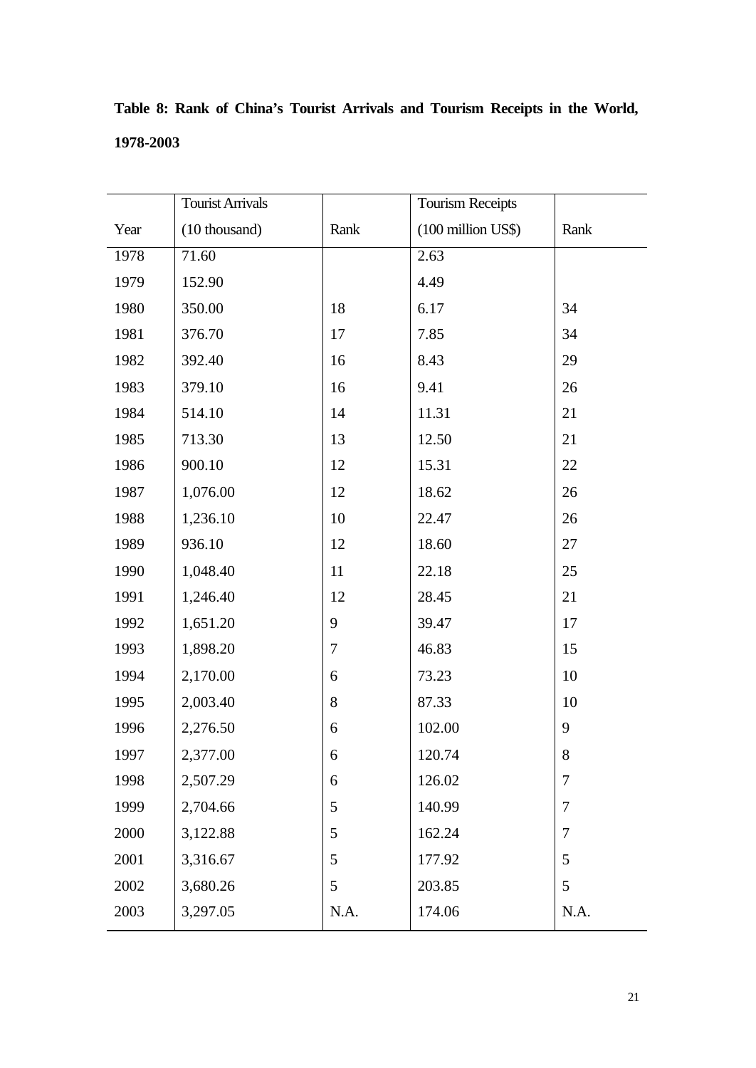**Table 8: Rank of China's Tourist Arrivals and Tourism Receipts in the World, 1978-2003**

| Year | Tourist Arrivals (10 thousand) | Rank | Tourism Receipts (100 million US$) | Rank |
|---|---|---|---|---|
| 1978 | 71.60 | | 2.63 | |
| 1979 | 152.90 | | 4.49 | |
| 1980 | 350.00 | 18 | 6.17 | 34 |
| 1981 | 376.70 | 17 | 7.85 | 34 |
| 1982 | 392.40 | 16 | 8.43 | 29 |
| 1983 | 379.10 | 16 | 9.41 | 26 |
| 1984 | 514.10 | 14 | 11.31 | 21 |
| 1985 | 713.30 | 13 | 12.50 | 21 |
| 1986 | 900.10 | 12 | 15.31 | 22 |
| 1987 | 1,076.00 | 12 | 18.62 | 26 |
| 1988 | 1,236.10 | 10 | 22.47 | 26 |
| 1989 | 936.10 | 12 | 18.60 | 27 |
| 1990 | 1,048.40 | 11 | 22.18 | 25 |
| 1991 | 1,246.40 | 12 | 28.45 | 21 |
| 1992 | 1,651.20 | 9 | 39.47 | 17 |
| 1993 | 1,898.20 | 7 | 46.83 | 15 |
| 1994 | 2,170.00 | 6 | 73.23 | 10 |
| 1995 | 2,003.40 | 8 | 87.33 | 10 |
| 1996 | 2,276.50 | 6 | 102.00 | 9 |
| 1997 | 2,377.00 | 6 | 120.74 | 8 |
| 1998 | 2,507.29 | 6 | 126.02 | 7 |
| 1999 | 2,704.66 | 5 | 140.99 | 7 |
| 2000 | 3,122.88 | 5 | 162.24 | 7 |
| 2001 | 3,316.67 | 5 | 177.92 | 5 |
| 2002 | 3,680.26 | 5 | 203.85 | 5 |
| 2003 | 3,297.05 | N.A. | 174.06 | N.A. |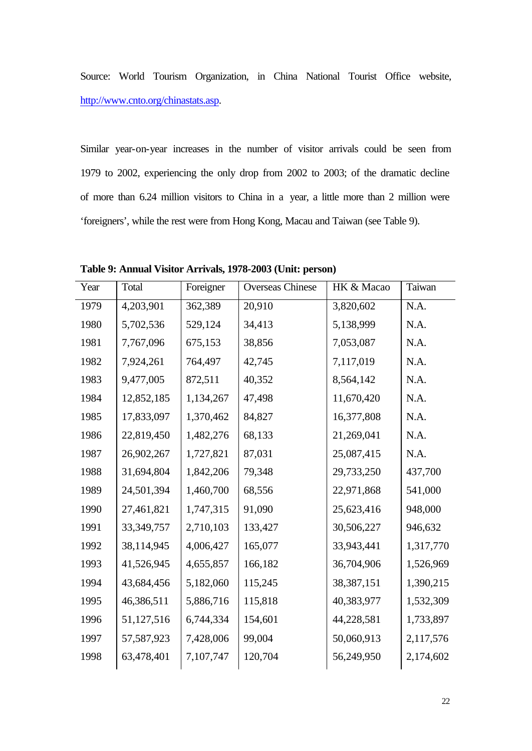Source: World Tourism Organization, in China National Tourist Office website, http://www.cnto.org/chinastats.asp.

Similar year-on-year increases in the number of visitor arrivals could be seen from 1979 to 2002, experiencing the only drop from 2002 to 2003; of the dramatic decline of more than 6.24 million visitors to China in a year, a little more than 2 million were 'foreigners', while the rest were from Hong Kong, Macau and Taiwan (see Table 9).

**Table 9: Annual Visitor Arrivals, 1978-2003 (Unit: person)**

| Year | Total | Foreigner | Overseas Chinese | HK & Macao | Taiwan |
|---|---|---|---|---|---|
| 1979 | 4,203,901 | 362,389 | 20,910 | 3,820,602 | N.A. |
| 1980 | 5,702,536 | 529,124 | 34,413 | 5,138,999 | N.A. |
| 1981 | 7,767,096 | 675,153 | 38,856 | 7,053,087 | N.A. |
| 1982 | 7,924,261 | 764,497 | 42,745 | 7,117,019 | N.A. |
| 1983 | 9,477,005 | 872,511 | 40,352 | 8,564,142 | N.A. |
| 1984 | 12,852,185 | 1,134,267 | 47,498 | 11,670,420 | N.A. |
| 1985 | 17,833,097 | 1,370,462 | 84,827 | 16,377,808 | N.A. |
| 1986 | 22,819,450 | 1,482,276 | 68,133 | 21,269,041 | N.A. |
| 1987 | 26,902,267 | 1,727,821 | 87,031 | 25,087,415 | N.A. |
| 1988 | 31,694,804 | 1,842,206 | 79,348 | 29,733,250 | 437,700 |
| 1989 | 24,501,394 | 1,460,700 | 68,556 | 22,971,868 | 541,000 |
| 1990 | 27,461,821 | 1,747,315 | 91,090 | 25,623,416 | 948,000 |
| 1991 | 33,349,757 | 2,710,103 | 133,427 | 30,506,227 | 946,632 |
| 1992 | 38,114,945 | 4,006,427 | 165,077 | 33,943,441 | 1,317,770 |
| 1993 | 41,526,945 | 4,655,857 | 166,182 | 36,704,906 | 1,526,969 |
| 1994 | 43,684,456 | 5,182,060 | 115,245 | 38,387,151 | 1,390,215 |
| 1995 | 46,386,511 | 5,886,716 | 115,818 | 40,383,977 | 1,532,309 |
| 1996 | 51,127,516 | 6,744,334 | 154,601 | 44,228,581 | 1,733,897 |
| 1997 | 57,587,923 | 7,428,006 | 99,004 | 50,060,913 | 2,117,576 |
| 1998 | 63,478,401 | 7,107,747 | 120,704 | 56,249,950 | 2,174,602 |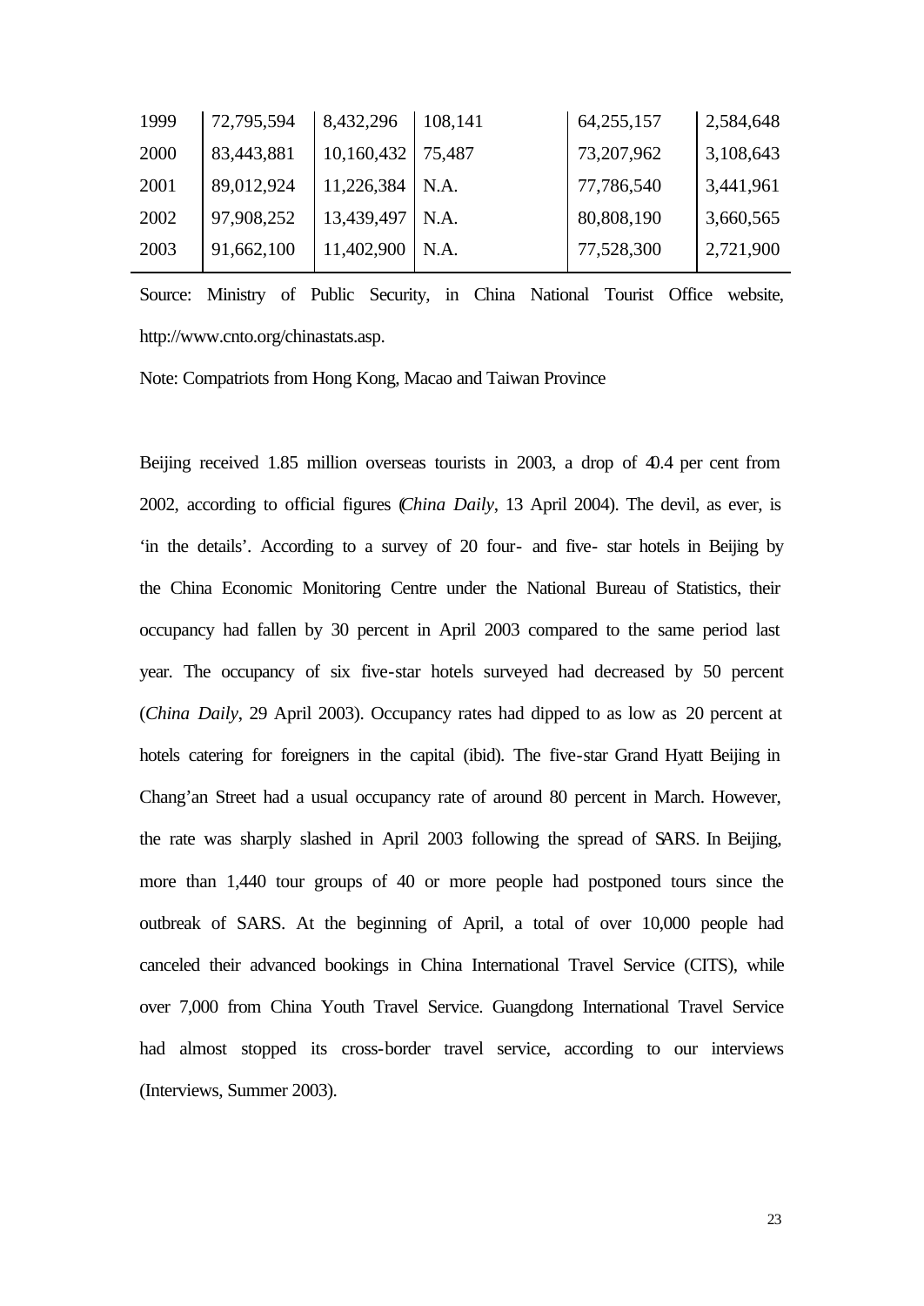| | | | | | |
|---|---|---|---|---|---|
| 1999 | 72,795,594 | 8,432,296 | 108,141 | 64,255,157 | 2,584,648 |
| 2000 | 83,443,881 | 10,160,432 | 75,487 | 73,207,962 | 3,108,643 |
| 2001 | 89,012,924 | 11,226,384 | N.A. | 77,786,540 | 3,441,961 |
| 2002 | 97,908,252 | 13,439,497 | N.A. | 80,808,190 | 3,660,565 |
| 2003 | 91,662,100 | 11,402,900 | N.A. | 77,528,300 | 2,721,900 |

Source: Ministry of Public Security, in China National Tourist Office website, http://www.cnto.org/chinastats.asp.

Note: Compatriots from Hong Kong, Macao and Taiwan Province

Beijing received 1.85 million overseas tourists in 2003, a drop of 40.4 per cent from 2002, according to official figures (*China Daily*, 13 April 2004). The devil, as ever, is 'in the details'. According to a survey of 20 four- and five- star hotels in Beijing by the China Economic Monitoring Centre under the National Bureau of Statistics, their occupancy had fallen by 30 percent in April 2003 compared to the same period last year. The occupancy of six five-star hotels surveyed had decreased by 50 percent (*China Daily*, 29 April 2003). Occupancy rates had dipped to as low as 20 percent at hotels catering for foreigners in the capital (ibid). The five-star Grand Hyatt Beijing in Chang'an Street had a usual occupancy rate of around 80 percent in March. However, the rate was sharply slashed in April 2003 following the spread of SARS. In Beijing, more than 1,440 tour groups of 40 or more people had postponed tours since the outbreak of SARS. At the beginning of April, a total of over 10,000 people had canceled their advanced bookings in China International Travel Service (CITS), while over 7,000 from China Youth Travel Service. Guangdong International Travel Service had almost stopped its cross-border travel service, according to our interviews (Interviews, Summer 2003).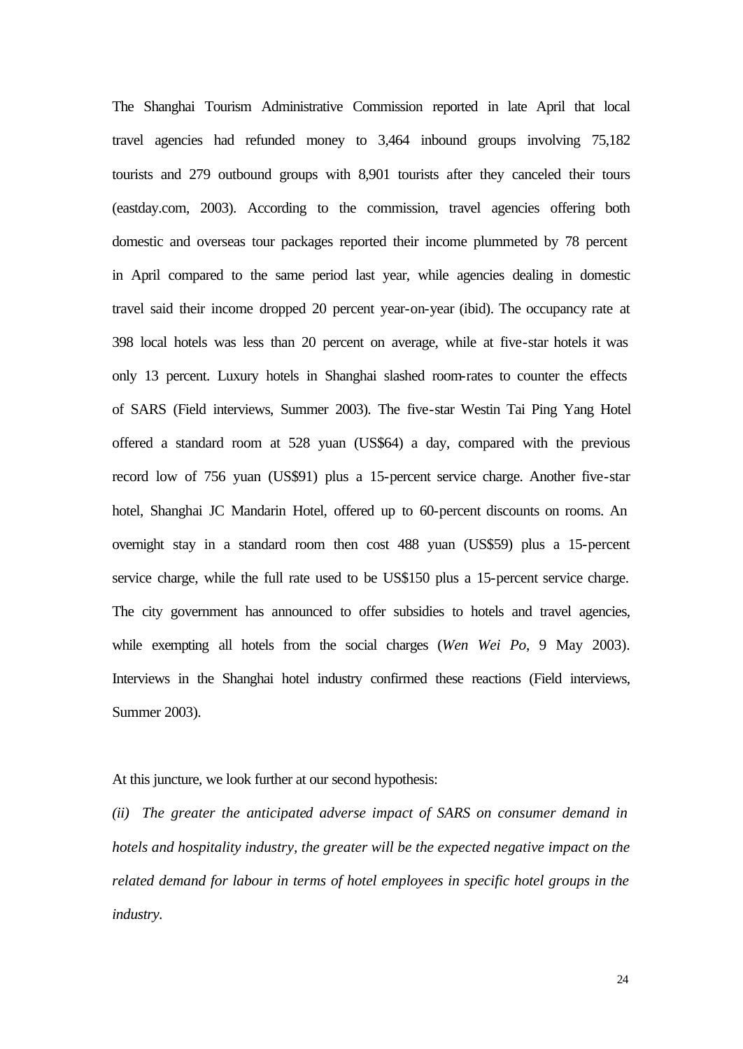The Shanghai Tourism Administrative Commission reported in late April that local travel agencies had refunded money to 3,464 inbound groups involving 75,182 tourists and 279 outbound groups with 8,901 tourists after they canceled their tours (eastday.com, 2003). According to the commission, travel agencies offering both domestic and overseas tour packages reported their income plummeted by 78 percent in April compared to the same period last year, while agencies dealing in domestic travel said their income dropped 20 percent year-on-year (ibid). The occupancy rate at 398 local hotels was less than 20 percent on average, while at five-star hotels it was only 13 percent. Luxury hotels in Shanghai slashed room-rates to counter the effects of SARS (Field interviews, Summer 2003). The five-star Westin Tai Ping Yang Hotel offered a standard room at 528 yuan (US$64) a day, compared with the previous record low of 756 yuan (US$91) plus a 15-percent service charge. Another five-star hotel, Shanghai JC Mandarin Hotel, offered up to 60-percent discounts on rooms. An overnight stay in a standard room then cost 488 yuan (US$59) plus a 15-percent service charge, while the full rate used to be US$150 plus a 15-percent service charge. The city government has announced to offer subsidies to hotels and travel agencies, while exempting all hotels from the social charges (*Wen Wei Po*, 9 May 2003). Interviews in the Shanghai hotel industry confirmed these reactions (Field interviews, Summer 2003).

At this juncture, we look further at our second hypothesis:

*(ii) The greater the anticipated adverse impact of SARS on consumer demand in hotels and hospitality industry, the greater will be the expected negative impact on the related demand for labour in terms of hotel employees in specific hotel groups in the industry.*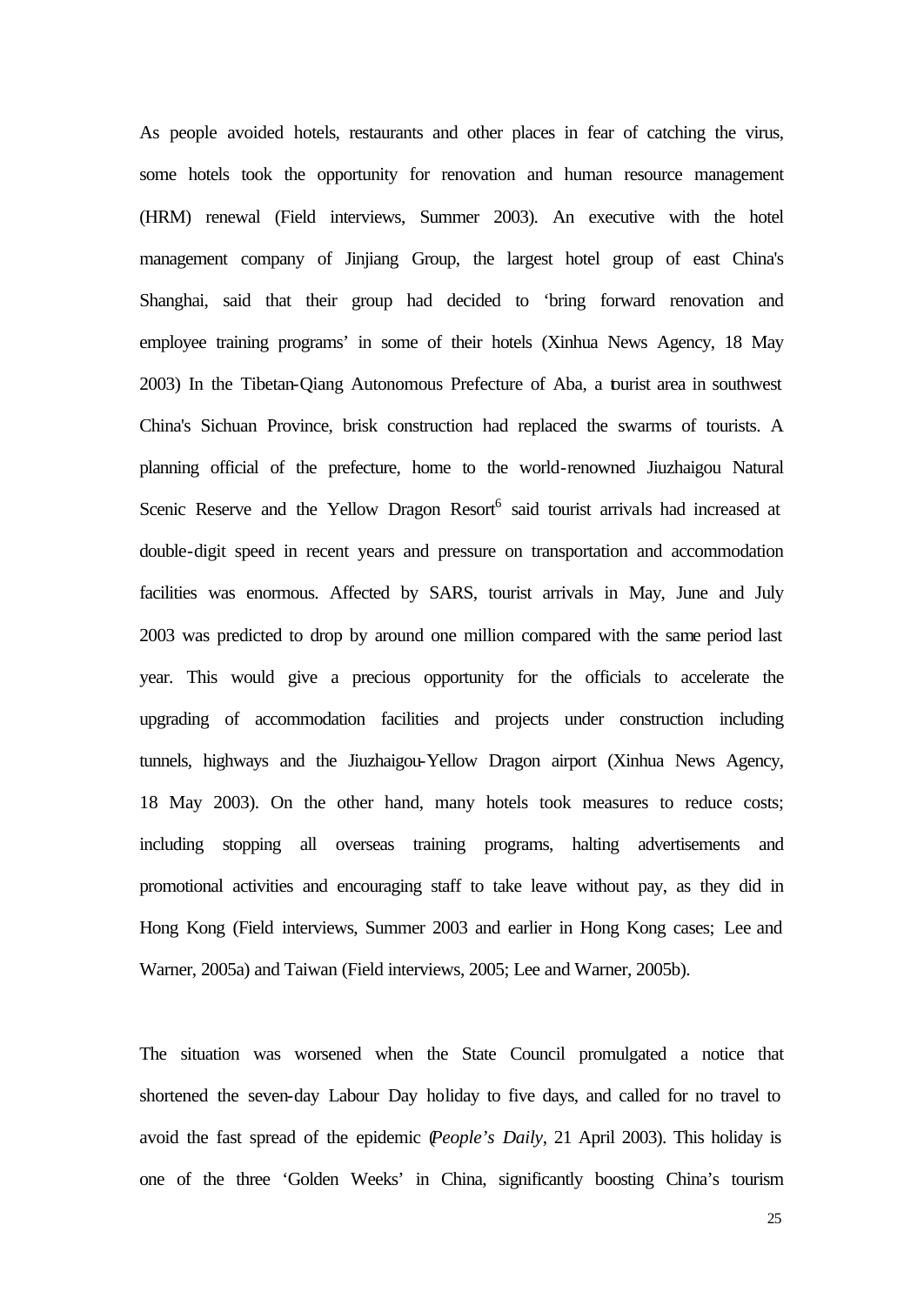As people avoided hotels, restaurants and other places in fear of catching the virus, some hotels took the opportunity for renovation and human resource management (HRM) renewal (Field interviews, Summer 2003). An executive with the hotel management company of Jinjiang Group, the largest hotel group of east China's Shanghai, said that their group had decided to 'bring forward renovation and employee training programs' in some of their hotels (Xinhua News Agency, 18 May 2003) In the Tibetan-Qiang Autonomous Prefecture of Aba, a tourist area in southwest China's Sichuan Province, brisk construction had replaced the swarms of tourists. A planning official of the prefecture, home to the world-renowned Jiuzhaigou Natural Scenic Reserve and the Yellow Dragon Resort[6] said tourist arrivals had increased at double-digit speed in recent years and pressure on transportation and accommodation facilities was enormous. Affected by SARS, tourist arrivals in May, June and July 2003 was predicted to drop by around one million compared with the same period last year. This would give a precious opportunity for the officials to accelerate the upgrading of accommodation facilities and projects under construction including tunnels, highways and the Jiuzhaigou-Yellow Dragon airport (Xinhua News Agency, 18 May 2003). On the other hand, many hotels took measures to reduce costs; including stopping all overseas training programs, halting advertisements and promotional activities and encouraging staff to take leave without pay, as they did in Hong Kong (Field interviews, Summer 2003 and earlier in Hong Kong cases; Lee and Warner, 2005a) and Taiwan (Field interviews, 2005; Lee and Warner, 2005b).

The situation was worsened when the State Council promulgated a notice that shortened the seven-day Labour Day holiday to five days, and called for no travel to avoid the fast spread of the epidemic (*People's Daily*, 21 April 2003). This holiday is one of the three 'Golden Weeks' in China, significantly boosting China's tourism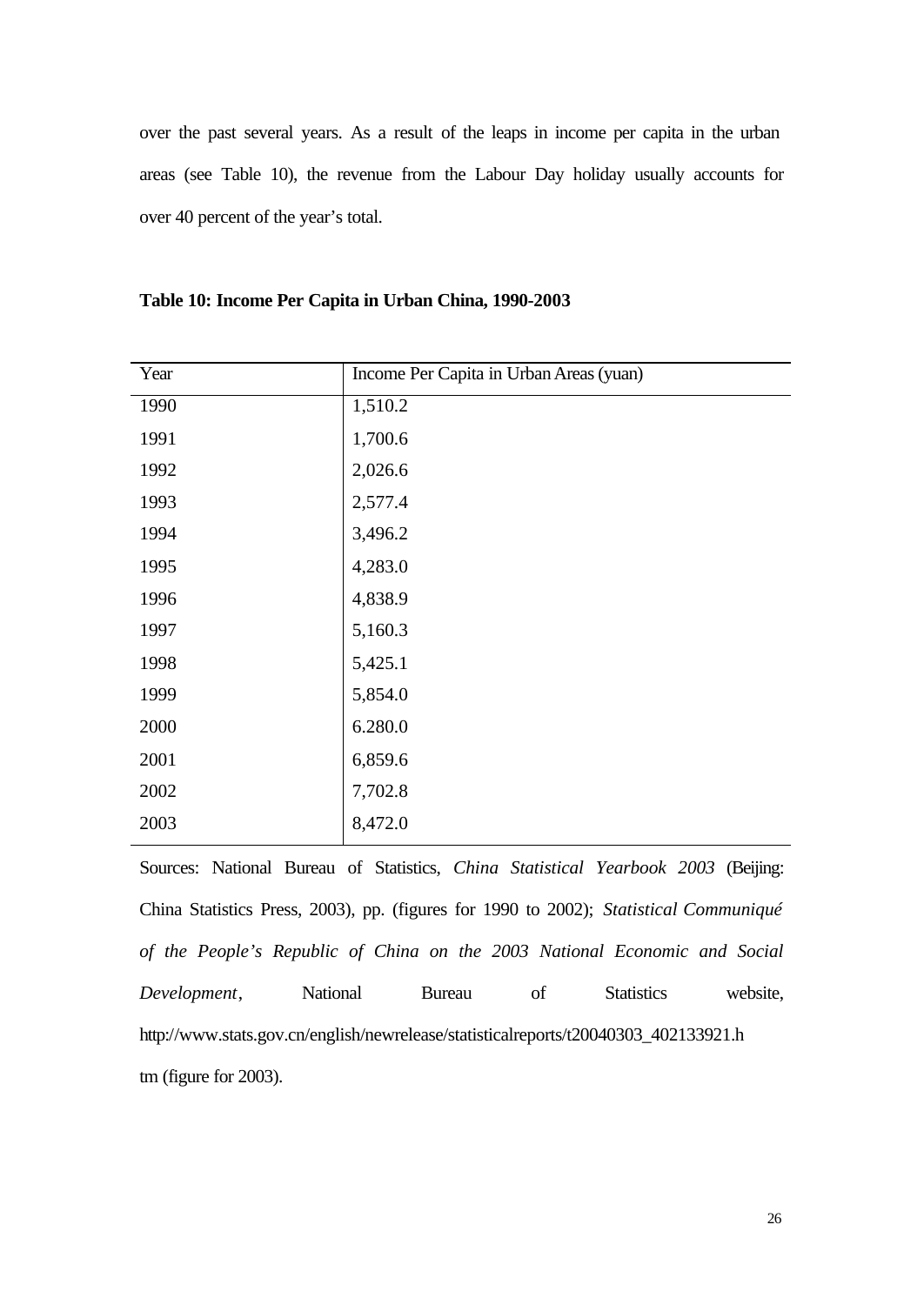over the past several years. As a result of the leaps in income per capita in the urban areas (see Table 10), the revenue from the Labour Day holiday usually accounts for over 40 percent of the year's total.

**Table 10: Income Per Capita in Urban China, 1990-2003**

| Year | Income Per Capita in Urban Areas (yuan) |
|---|---|
| 1990 | 1,510.2 |
| 1991 | 1,700.6 |
| 1992 | 2,026.6 |
| 1993 | 2,577.4 |
| 1994 | 3,496.2 |
| 1995 | 4,283.0 |
| 1996 | 4,838.9 |
| 1997 | 5,160.3 |
| 1998 | 5,425.1 |
| 1999 | 5,854.0 |
| 2000 | 6.280.0 |
| 2001 | 6,859.6 |
| 2002 | 7,702.8 |
| 2003 | 8,472.0 |

Sources: National Bureau of Statistics, *China Statistical Yearbook 2003* (Beijing: China Statistics Press, 2003), pp. (figures for 1990 to 2002); *Statistical Communiqué of the People's Republic of China on the 2003 National Economic and Social Development*, National Bureau of Statistics website, http://www.stats.gov.cn/english/newrelease/statisticalreports/t20040303_402133921.htm (figure for 2003).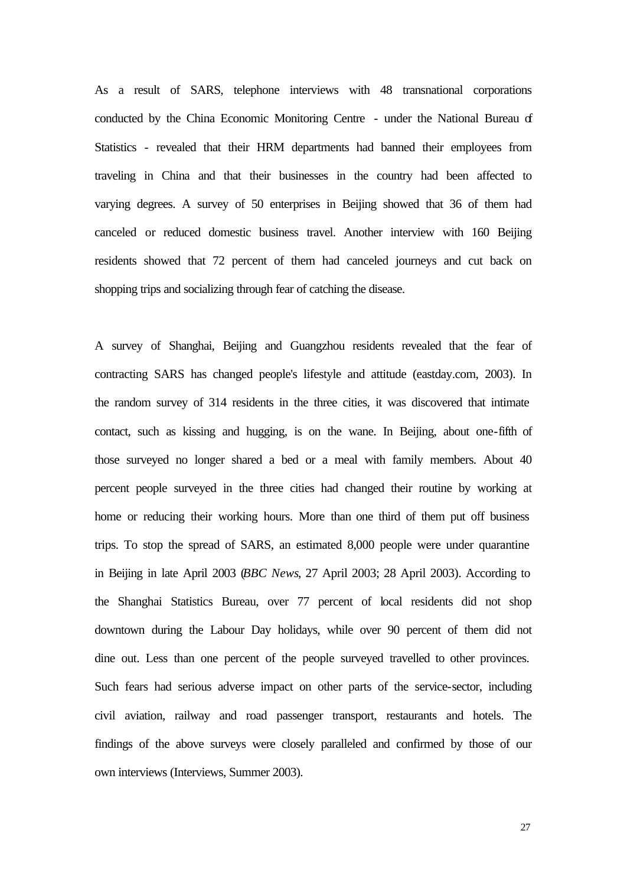As a result of SARS, telephone interviews with 48 transnational corporations conducted by the China Economic Monitoring Centre - under the National Bureau of Statistics - revealed that their HRM departments had banned their employees from traveling in China and that their businesses in the country had been affected to varying degrees. A survey of 50 enterprises in Beijing showed that 36 of them had canceled or reduced domestic business travel. Another interview with 160 Beijing residents showed that 72 percent of them had canceled journeys and cut back on shopping trips and socializing through fear of catching the disease.

A survey of Shanghai, Beijing and Guangzhou residents revealed that the fear of contracting SARS has changed people's lifestyle and attitude (eastday.com, 2003). In the random survey of 314 residents in the three cities, it was discovered that intimate contact, such as kissing and hugging, is on the wane. In Beijing, about one-fifth of those surveyed no longer shared a bed or a meal with family members. About 40 percent people surveyed in the three cities had changed their routine by working at home or reducing their working hours. More than one third of them put off business trips. To stop the spread of SARS, an estimated 8,000 people were under quarantine in Beijing in late April 2003 (*BBC News*, 27 April 2003; 28 April 2003). According to the Shanghai Statistics Bureau, over 77 percent of local residents did not shop downtown during the Labour Day holidays, while over 90 percent of them did not dine out. Less than one percent of the people surveyed travelled to other provinces. Such fears had serious adverse impact on other parts of the service-sector, including civil aviation, railway and road passenger transport, restaurants and hotels. The findings of the above surveys were closely paralleled and confirmed by those of our own interviews (Interviews, Summer 2003).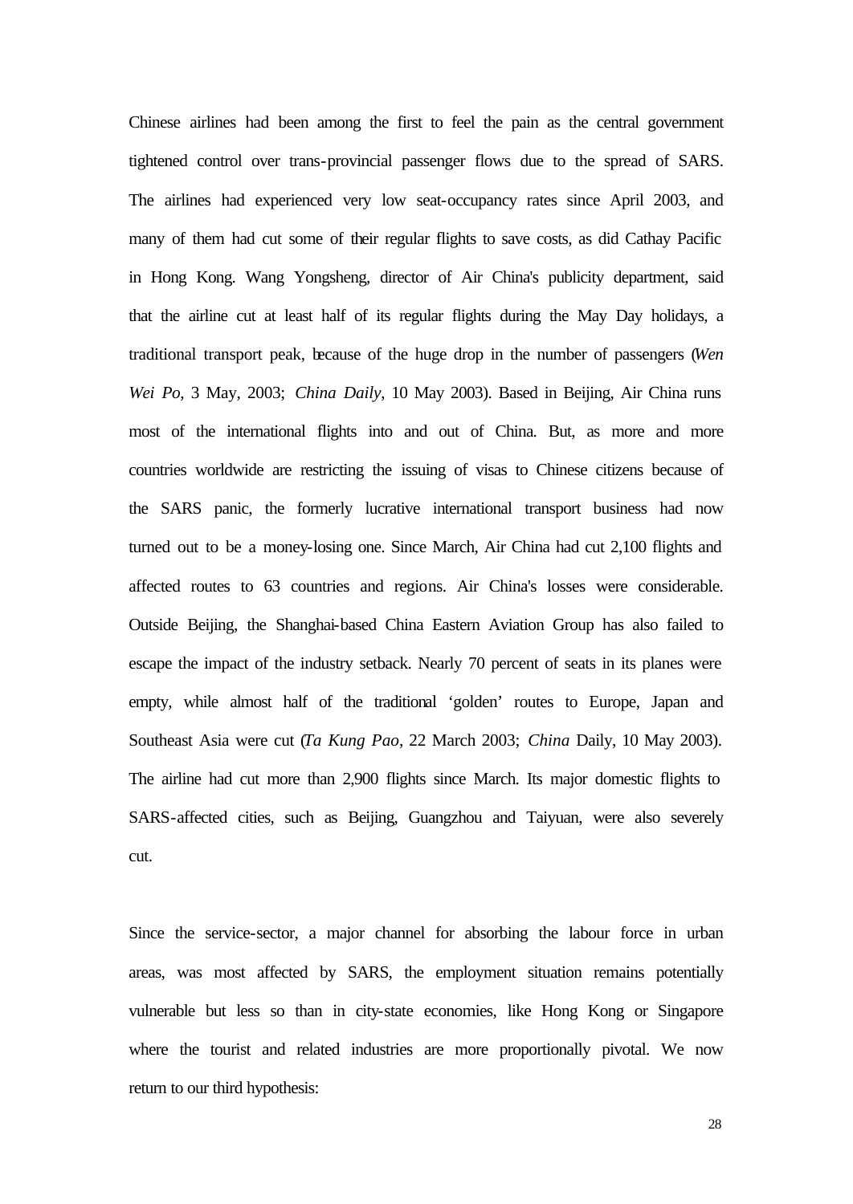Chinese airlines had been among the first to feel the pain as the central government tightened control over trans-provincial passenger flows due to the spread of SARS. The airlines had experienced very low seat-occupancy rates since April 2003, and many of them had cut some of their regular flights to save costs, as did Cathay Pacific in Hong Kong. Wang Yongsheng, director of Air China's publicity department, said that the airline cut at least half of its regular flights during the May Day holidays, a traditional transport peak, because of the huge drop in the number of passengers (*Wen Wei Po*, 3 May, 2003; *China Daily*, 10 May 2003). Based in Beijing, Air China runs most of the international flights into and out of China. But, as more and more countries worldwide are restricting the issuing of visas to Chinese citizens because of the SARS panic, the formerly lucrative international transport business had now turned out to be a money-losing one. Since March, Air China had cut 2,100 flights and affected routes to 63 countries and regions. Air China's losses were considerable. Outside Beijing, the Shanghai-based China Eastern Aviation Group has also failed to escape the impact of the industry setback. Nearly 70 percent of seats in its planes were empty, while almost half of the traditional 'golden' routes to Europe, Japan and Southeast Asia were cut (*Ta Kung Pao*, 22 March 2003; *China* Daily, 10 May 2003). The airline had cut more than 2,900 flights since March. Its major domestic flights to SARS-affected cities, such as Beijing, Guangzhou and Taiyuan, were also severely cut.

Since the service-sector, a major channel for absorbing the labour force in urban areas, was most affected by SARS, the employment situation remains potentially vulnerable but less so than in city-state economies, like Hong Kong or Singapore where the tourist and related industries are more proportionally pivotal. We now return to our third hypothesis: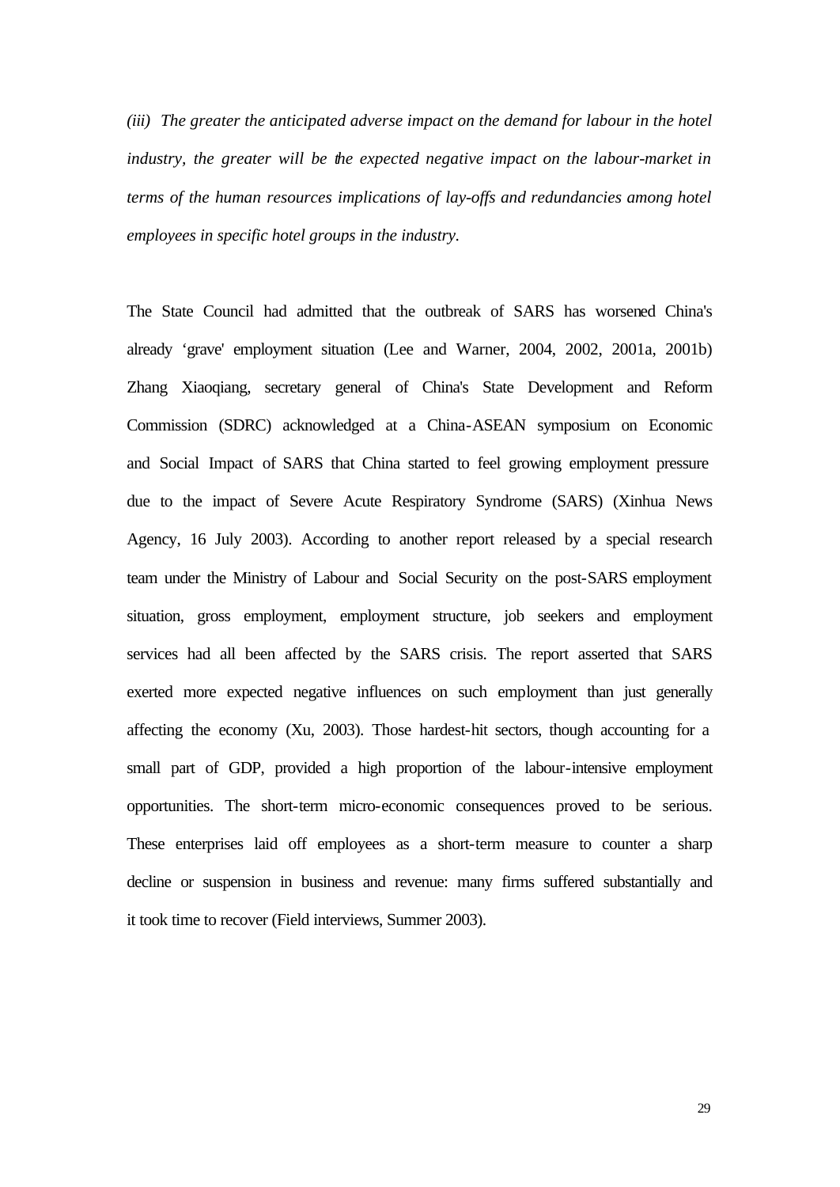*(iii) The greater the anticipated adverse impact on the demand for labour in the hotel industry, the greater will be the expected negative impact on the labour-market in terms of the human resources implications of lay-offs and redundancies among hotel employees in specific hotel groups in the industry.*

The State Council had admitted that the outbreak of SARS has worsened China's already 'grave' employment situation (Lee and Warner, 2004, 2002, 2001a, 2001b) Zhang Xiaoqiang, secretary general of China's State Development and Reform Commission (SDRC) acknowledged at a China-ASEAN symposium on Economic and Social Impact of SARS that China started to feel growing employment pressure due to the impact of Severe Acute Respiratory Syndrome (SARS) (Xinhua News Agency, 16 July 2003). According to another report released by a special research team under the Ministry of Labour and Social Security on the post-SARS employment situation, gross employment, employment structure, job seekers and employment services had all been affected by the SARS crisis. The report asserted that SARS exerted more expected negative influences on such employment than just generally affecting the economy (Xu, 2003). Those hardest-hit sectors, though accounting for a small part of GDP, provided a high proportion of the labour-intensive employment opportunities. The short-term micro-economic consequences proved to be serious. These enterprises laid off employees as a short-term measure to counter a sharp decline or suspension in business and revenue: many firms suffered substantially and it took time to recover (Field interviews, Summer 2003).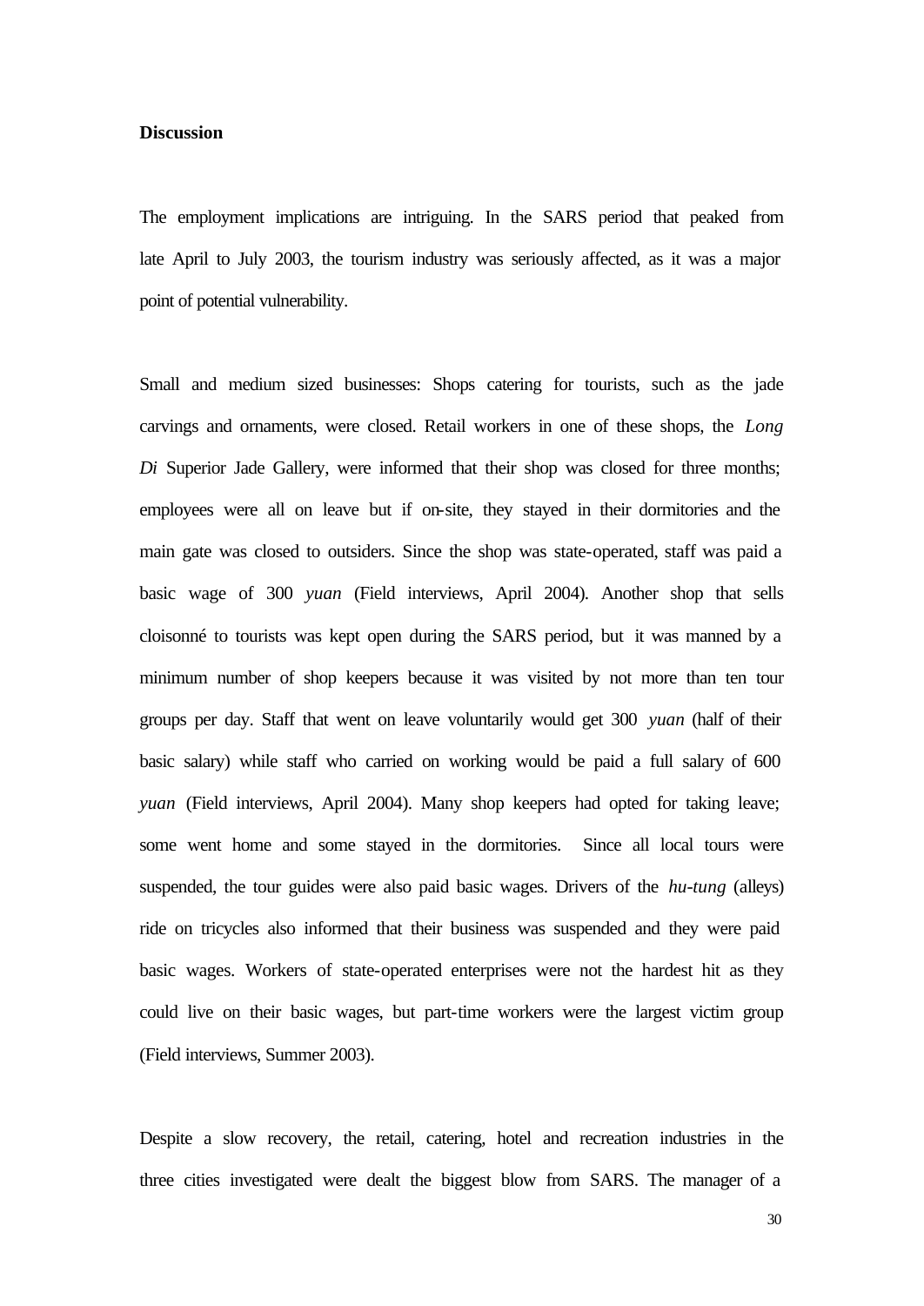**Discussion**

The employment implications are intriguing. In the SARS period that peaked from late April to July 2003, the tourism industry was seriously affected, as it was a major point of potential vulnerability.

Small and medium sized businesses: Shops catering for tourists, such as the jade carvings and ornaments, were closed. Retail workers in one of these shops, the *Long Di* Superior Jade Gallery, were informed that their shop was closed for three months; employees were all on leave but if on-site, they stayed in their dormitories and the main gate was closed to outsiders. Since the shop was state-operated, staff was paid a basic wage of 300 *yuan* (Field interviews, April 2004). Another shop that sells cloisonné to tourists was kept open during the SARS period, but it was manned by a minimum number of shop keepers because it was visited by not more than ten tour groups per day. Staff that went on leave voluntarily would get 300 *yuan* (half of their basic salary) while staff who carried on working would be paid a full salary of 600 *yuan* (Field interviews, April 2004). Many shop keepers had opted for taking leave; some went home and some stayed in the dormitories. Since all local tours were suspended, the tour guides were also paid basic wages. Drivers of the *hu-tung* (alleys) ride on tricycles also informed that their business was suspended and they were paid basic wages. Workers of state-operated enterprises were not the hardest hit as they could live on their basic wages, but part-time workers were the largest victim group (Field interviews, Summer 2003).

Despite a slow recovery, the retail, catering, hotel and recreation industries in the three cities investigated were dealt the biggest blow from SARS. The manager of a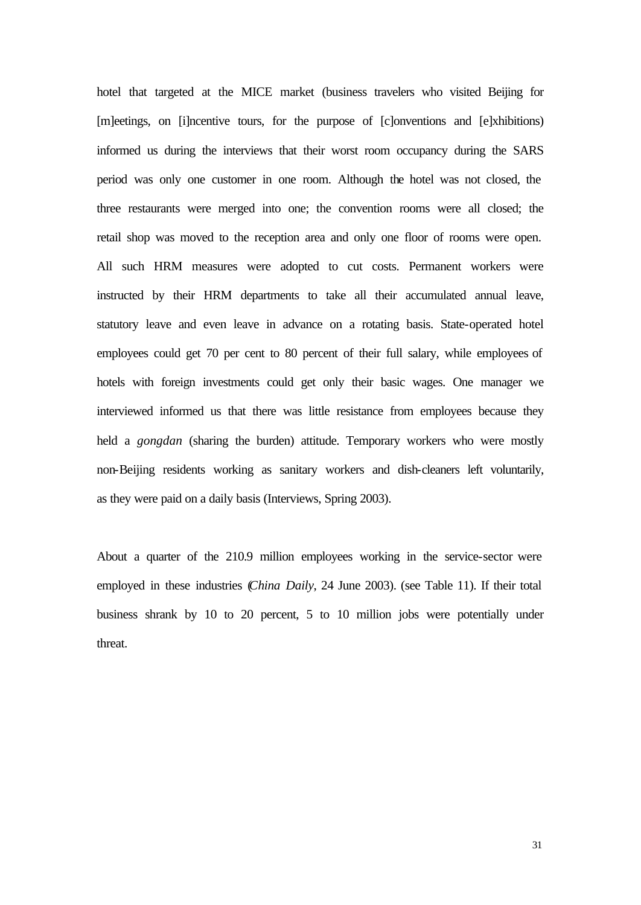hotel that targeted at the MICE market (business travelers who visited Beijing for [m]eetings, on [i]ncentive tours, for the purpose of [c]onventions and [e]xhibitions) informed us during the interviews that their worst room occupancy during the SARS period was only one customer in one room. Although the hotel was not closed, the three restaurants were merged into one; the convention rooms were all closed; the retail shop was moved to the reception area and only one floor of rooms were open. All such HRM measures were adopted to cut costs. Permanent workers were instructed by their HRM departments to take all their accumulated annual leave, statutory leave and even leave in advance on a rotating basis. State-operated hotel employees could get 70 per cent to 80 percent of their full salary, while employees of hotels with foreign investments could get only their basic wages. One manager we interviewed informed us that there was little resistance from employees because they held a *gongdan* (sharing the burden) attitude. Temporary workers who were mostly non-Beijing residents working as sanitary workers and dish-cleaners left voluntarily, as they were paid on a daily basis (Interviews, Spring 2003).

About a quarter of the 210.9 million employees working in the service-sector were employed in these industries (*China Daily*, 24 June 2003). (see Table 11). If their total business shrank by 10 to 20 percent, 5 to 10 million jobs were potentially under threat.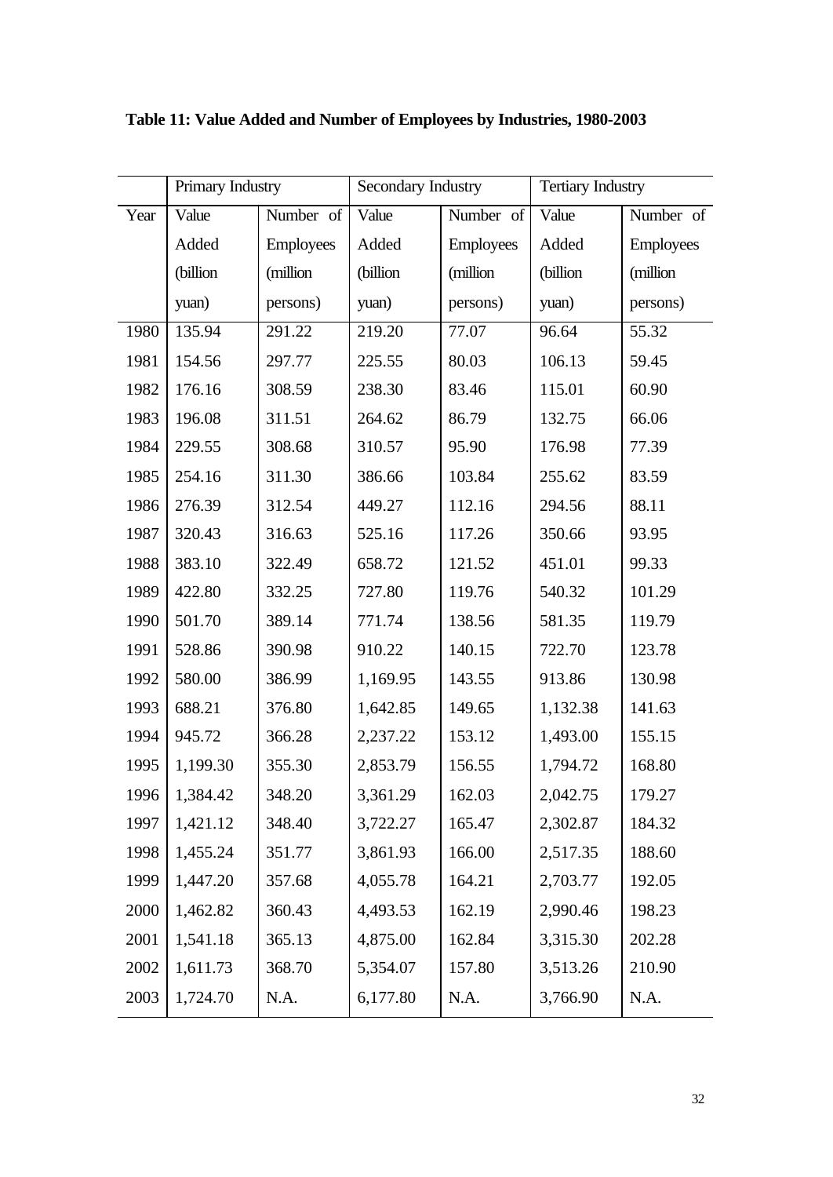**Table 11: Value Added and Number of Employees by Industries, 1980-2003**

| | Primary Industry | | Secondary Industry | | Tertiary Industry | |
|---|---|---|---|---|---|---|
| Year | Value Added (billion yuan) | Number of Employees (million persons) | Value Added (billion yuan) | Number of Employees (million persons) | Value Added (billion yuan) | Number of Employees (million persons) |
| 1980 | 135.94 | 291.22 | 219.20 | 77.07 | 96.64 | 55.32 |
| 1981 | 154.56 | 297.77 | 225.55 | 80.03 | 106.13 | 59.45 |
| 1982 | 176.16 | 308.59 | 238.30 | 83.46 | 115.01 | 60.90 |
| 1983 | 196.08 | 311.51 | 264.62 | 86.79 | 132.75 | 66.06 |
| 1984 | 229.55 | 308.68 | 310.57 | 95.90 | 176.98 | 77.39 |
| 1985 | 254.16 | 311.30 | 386.66 | 103.84 | 255.62 | 83.59 |
| 1986 | 276.39 | 312.54 | 449.27 | 112.16 | 294.56 | 88.11 |
| 1987 | 320.43 | 316.63 | 525.16 | 117.26 | 350.66 | 93.95 |
| 1988 | 383.10 | 322.49 | 658.72 | 121.52 | 451.01 | 99.33 |
| 1989 | 422.80 | 332.25 | 727.80 | 119.76 | 540.32 | 101.29 |
| 1990 | 501.70 | 389.14 | 771.74 | 138.56 | 581.35 | 119.79 |
| 1991 | 528.86 | 390.98 | 910.22 | 140.15 | 722.70 | 123.78 |
| 1992 | 580.00 | 386.99 | 1,169.95 | 143.55 | 913.86 | 130.98 |
| 1993 | 688.21 | 376.80 | 1,642.85 | 149.65 | 1,132.38 | 141.63 |
| 1994 | 945.72 | 366.28 | 2,237.22 | 153.12 | 1,493.00 | 155.15 |
| 1995 | 1,199.30 | 355.30 | 2,853.79 | 156.55 | 1,794.72 | 168.80 |
| 1996 | 1,384.42 | 348.20 | 3,361.29 | 162.03 | 2,042.75 | 179.27 |
| 1997 | 1,421.12 | 348.40 | 3,722.27 | 165.47 | 2,302.87 | 184.32 |
| 1998 | 1,455.24 | 351.77 | 3,861.93 | 166.00 | 2,517.35 | 188.60 |
| 1999 | 1,447.20 | 357.68 | 4,055.78 | 164.21 | 2,703.77 | 192.05 |
| 2000 | 1,462.82 | 360.43 | 4,493.53 | 162.19 | 2,990.46 | 198.23 |
| 2001 | 1,541.18 | 365.13 | 4,875.00 | 162.84 | 3,315.30 | 202.28 |
| 2002 | 1,611.73 | 368.70 | 5,354.07 | 157.80 | 3,513.26 | 210.90 |
| 2003 | 1,724.70 | N.A. | 6,177.80 | N.A. | 3,766.90 | N.A. |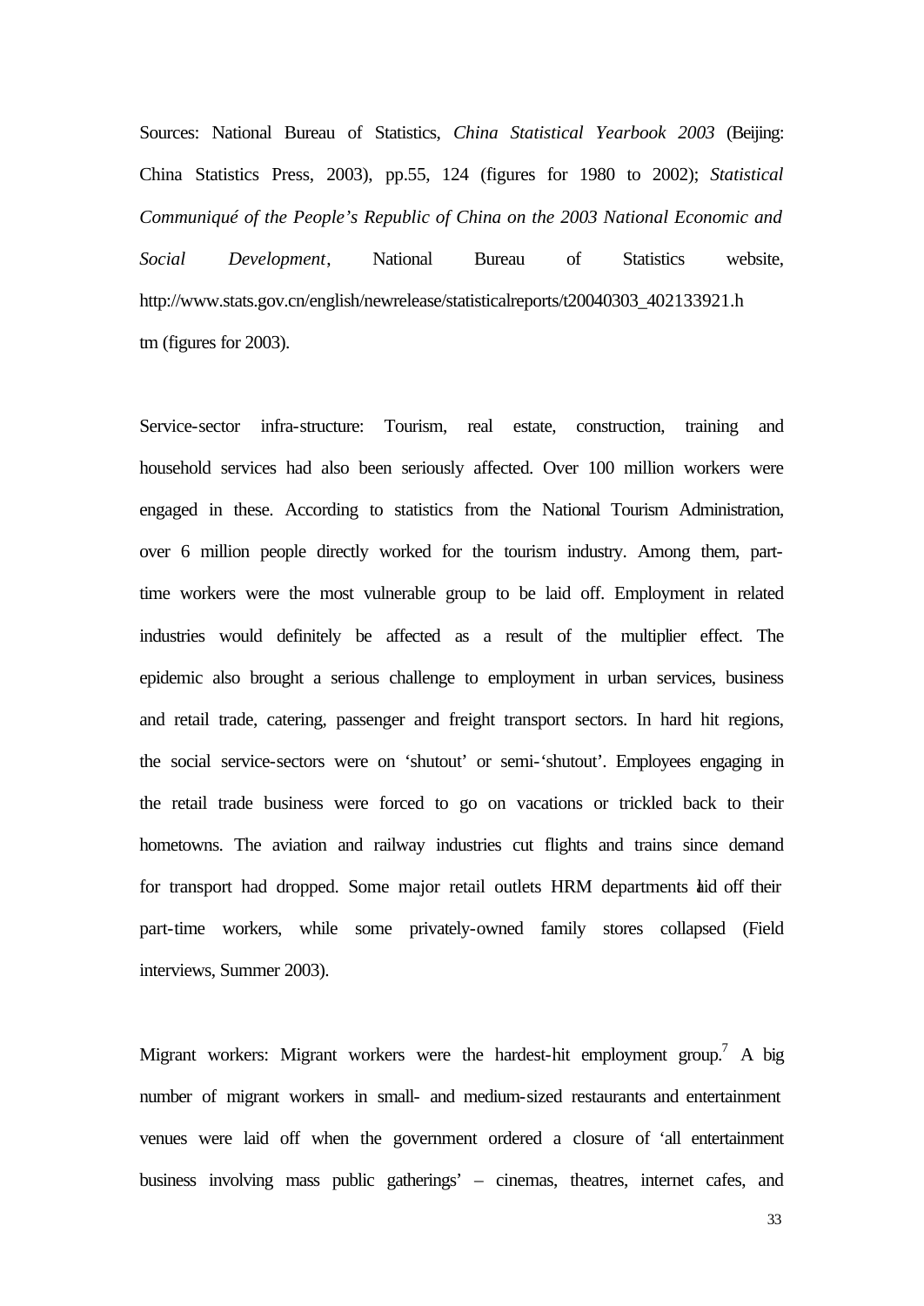Sources: National Bureau of Statistics, *China Statistical Yearbook 2003* (Beijing: China Statistics Press, 2003), pp.55, 124 (figures for 1980 to 2002); *Statistical Communiqué of the People's Republic of China on the 2003 National Economic and Social Development*, National Bureau of Statistics website, http://www.stats.gov.cn/english/newrelease/statisticalreports/t20040303_402133921.htm (figures for 2003).

Service-sector infra-structure: Tourism, real estate, construction, training and household services had also been seriously affected. Over 100 million workers were engaged in these. According to statistics from the National Tourism Administration, over 6 million people directly worked for the tourism industry. Among them, part-time workers were the most vulnerable group to be laid off. Employment in related industries would definitely be affected as a result of the multiplier effect. The epidemic also brought a serious challenge to employment in urban services, business and retail trade, catering, passenger and freight transport sectors. In hard hit regions, the social service-sectors were on 'shutout' or semi-'shutout'. Employees engaging in the retail trade business were forced to go on vacations or trickled back to their hometowns. The aviation and railway industries cut flights and trains since demand for transport had dropped. Some major retail outlets HRM departments laid off their part-time workers, while some privately-owned family stores collapsed (Field interviews, Summer 2003).

Migrant workers: Migrant workers were the hardest-hit employment group.[7] A big number of migrant workers in small- and medium-sized restaurants and entertainment venues were laid off when the government ordered a closure of 'all entertainment business involving mass public gatherings' – cinemas, theatres, internet cafes, and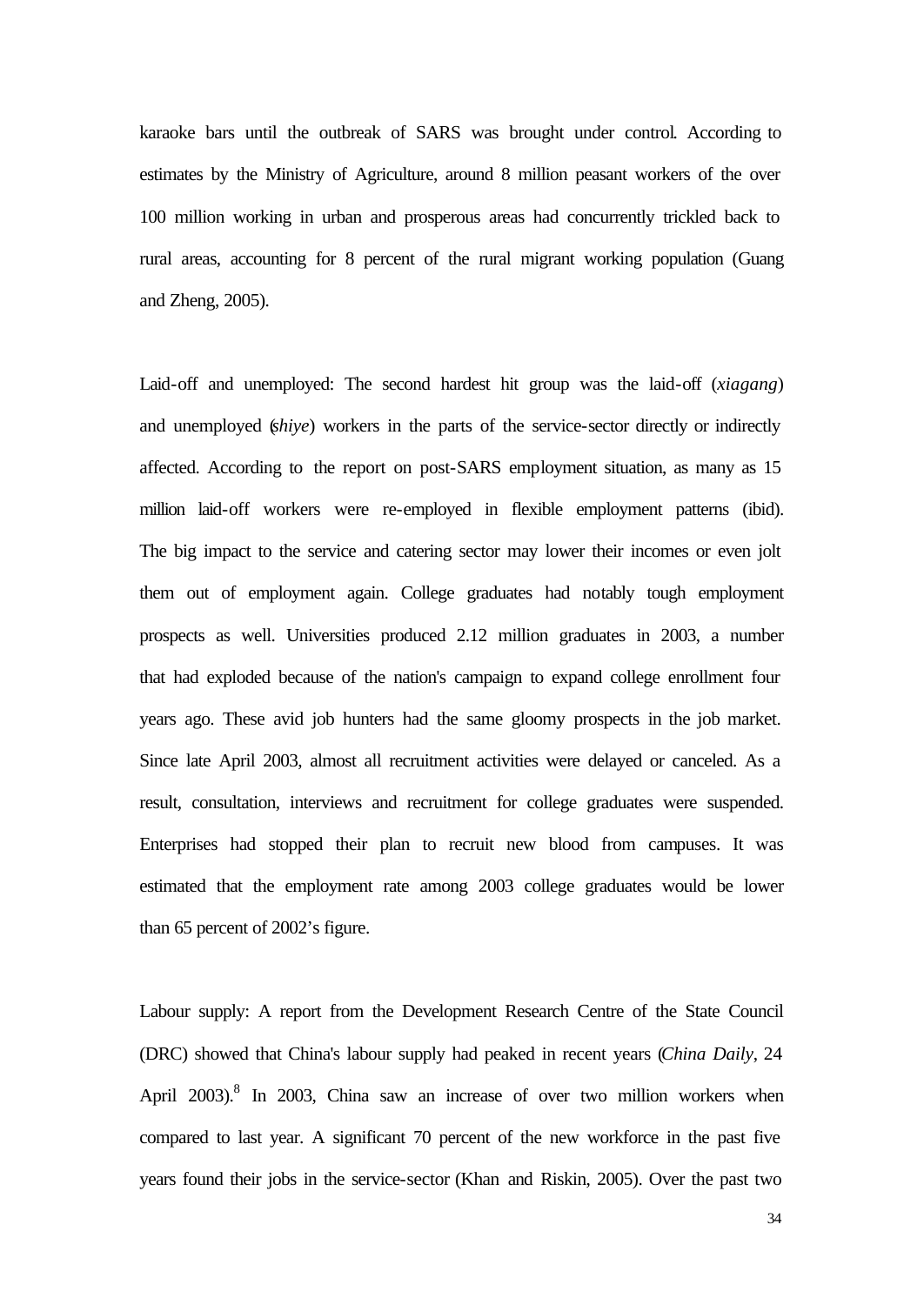karaoke bars until the outbreak of SARS was brought under control. According to estimates by the Ministry of Agriculture, around 8 million peasant workers of the over 100 million working in urban and prosperous areas had concurrently trickled back to rural areas, accounting for 8 percent of the rural migrant working population (Guang and Zheng, 2005).

Laid-off and unemployed: The second hardest hit group was the laid-off (*xiagang*) and unemployed (*shiye*) workers in the parts of the service-sector directly or indirectly affected. According to the report on post-SARS employment situation, as many as 15 million laid-off workers were re-employed in flexible employment patterns (ibid). The big impact to the service and catering sector may lower their incomes or even jolt them out of employment again. College graduates had notably tough employment prospects as well. Universities produced 2.12 million graduates in 2003, a number that had exploded because of the nation's campaign to expand college enrollment four years ago. These avid job hunters had the same gloomy prospects in the job market. Since late April 2003, almost all recruitment activities were delayed or canceled. As a result, consultation, interviews and recruitment for college graduates were suspended. Enterprises had stopped their plan to recruit new blood from campuses. It was estimated that the employment rate among 2003 college graduates would be lower than 65 percent of 2002's figure.

Labour supply: A report from the Development Research Centre of the State Council (DRC) showed that China's labour supply had peaked in recent years (*China Daily*, 24 April 2003).[8] In 2003, China saw an increase of over two million workers when compared to last year. A significant 70 percent of the new workforce in the past five years found their jobs in the service-sector (Khan and Riskin, 2005). Over the past two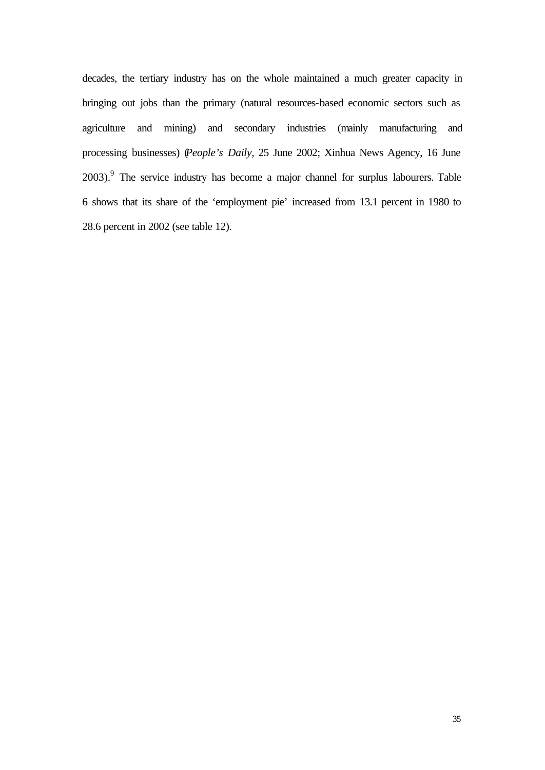decades, the tertiary industry has on the whole maintained a much greater capacity in bringing out jobs than the primary (natural resources-based economic sectors such as agriculture and mining) and secondary industries (mainly manufacturing and processing businesses) (*People's Daily*, 25 June 2002; Xinhua News Agency, 16 June 2003).[9] The service industry has become a major channel for surplus labourers. Table 6 shows that its share of the 'employment pie' increased from 13.1 percent in 1980 to 28.6 percent in 2002 (see table 12).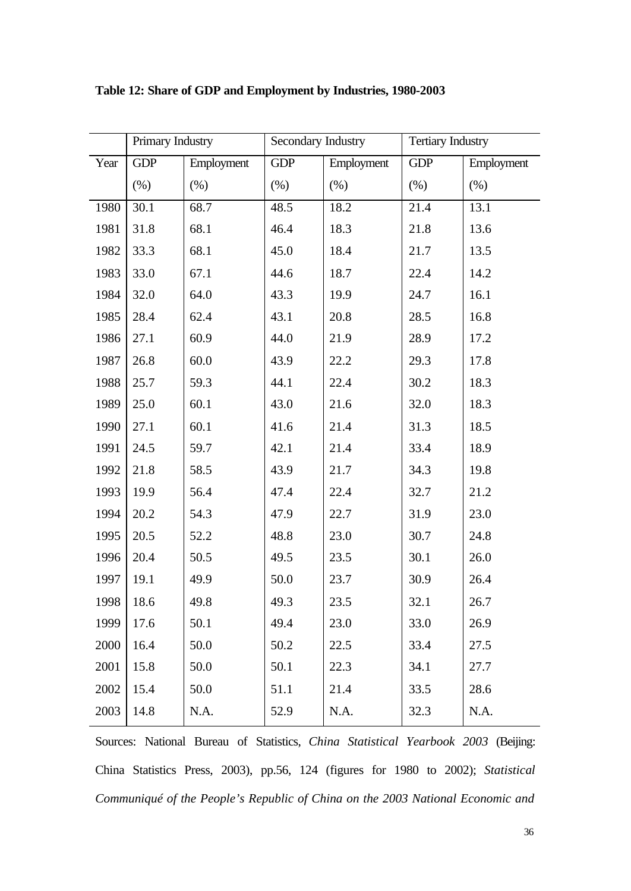**Table 12: Share of GDP and Employment by Industries, 1980-2003**

| | Primary Industry | | Secondary Industry | | Tertiary Industry | |
|---|---|---|---|---|---|---|
| Year | GDP (%) | Employment (%) | GDP (%) | Employment (%) | GDP (%) | Employment (%) |
| 1980 | 30.1 | 68.7 | 48.5 | 18.2 | 21.4 | 13.1 |
| 1981 | 31.8 | 68.1 | 46.4 | 18.3 | 21.8 | 13.6 |
| 1982 | 33.3 | 68.1 | 45.0 | 18.4 | 21.7 | 13.5 |
| 1983 | 33.0 | 67.1 | 44.6 | 18.7 | 22.4 | 14.2 |
| 1984 | 32.0 | 64.0 | 43.3 | 19.9 | 24.7 | 16.1 |
| 1985 | 28.4 | 62.4 | 43.1 | 20.8 | 28.5 | 16.8 |
| 1986 | 27.1 | 60.9 | 44.0 | 21.9 | 28.9 | 17.2 |
| 1987 | 26.8 | 60.0 | 43.9 | 22.2 | 29.3 | 17.8 |
| 1988 | 25.7 | 59.3 | 44.1 | 22.4 | 30.2 | 18.3 |
| 1989 | 25.0 | 60.1 | 43.0 | 21.6 | 32.0 | 18.3 |
| 1990 | 27.1 | 60.1 | 41.6 | 21.4 | 31.3 | 18.5 |
| 1991 | 24.5 | 59.7 | 42.1 | 21.4 | 33.4 | 18.9 |
| 1992 | 21.8 | 58.5 | 43.9 | 21.7 | 34.3 | 19.8 |
| 1993 | 19.9 | 56.4 | 47.4 | 22.4 | 32.7 | 21.2 |
| 1994 | 20.2 | 54.3 | 47.9 | 22.7 | 31.9 | 23.0 |
| 1995 | 20.5 | 52.2 | 48.8 | 23.0 | 30.7 | 24.8 |
| 1996 | 20.4 | 50.5 | 49.5 | 23.5 | 30.1 | 26.0 |
| 1997 | 19.1 | 49.9 | 50.0 | 23.7 | 30.9 | 26.4 |
| 1998 | 18.6 | 49.8 | 49.3 | 23.5 | 32.1 | 26.7 |
| 1999 | 17.6 | 50.1 | 49.4 | 23.0 | 33.0 | 26.9 |
| 2000 | 16.4 | 50.0 | 50.2 | 22.5 | 33.4 | 27.5 |
| 2001 | 15.8 | 50.0 | 50.1 | 22.3 | 34.1 | 27.7 |
| 2002 | 15.4 | 50.0 | 51.1 | 21.4 | 33.5 | 28.6 |
| 2003 | 14.8 | N.A. | 52.9 | N.A. | 32.3 | N.A. |

Sources: National Bureau of Statistics, *China Statistical Yearbook 2003* (Beijing: China Statistics Press, 2003), pp.56, 124 (figures for 1980 to 2002); *Statistical Communiqué of the People's Republic of China on the 2003 National Economic and*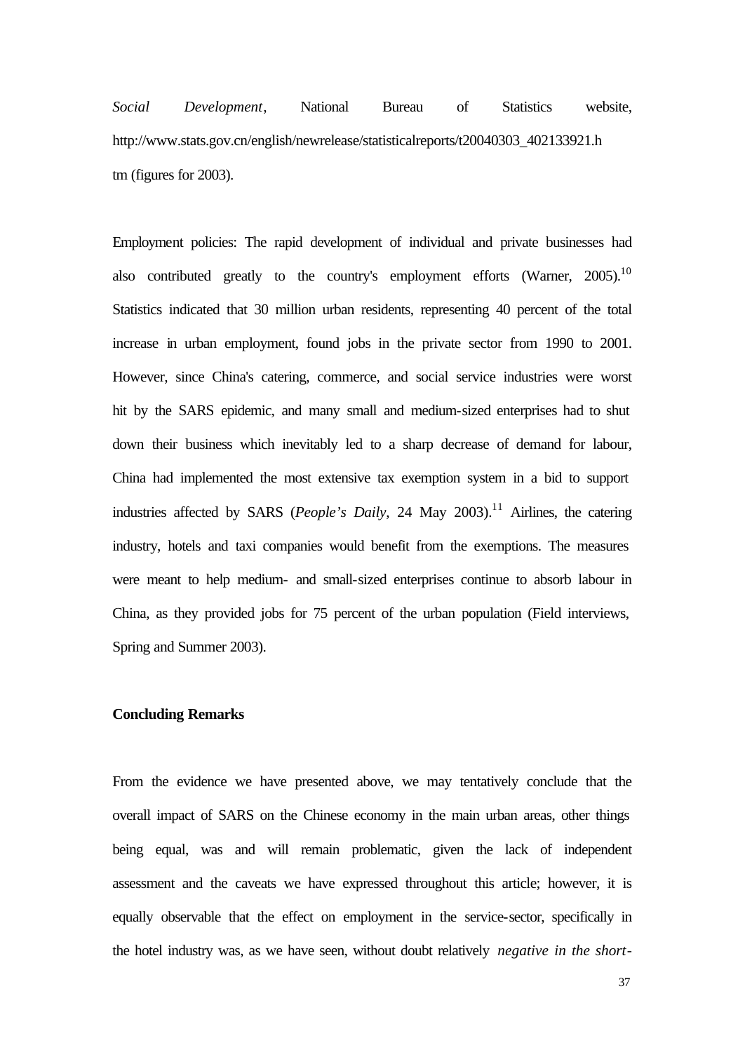*Social Development*, National Bureau of Statistics website, http://www.stats.gov.cn/english/newrelease/statisticalreports/t20040303_402133921.htm (figures for 2003).

Employment policies: The rapid development of individual and private businesses had also contributed greatly to the country's employment efforts (Warner, 2005).[10] Statistics indicated that 30 million urban residents, representing 40 percent of the total increase in urban employment, found jobs in the private sector from 1990 to 2001. However, since China's catering, commerce, and social service industries were worst hit by the SARS epidemic, and many small and medium-sized enterprises had to shut down their business which inevitably led to a sharp decrease of demand for labour, China had implemented the most extensive tax exemption system in a bid to support industries affected by SARS (*People's Daily*, 24 May 2003).[11] Airlines, the catering industry, hotels and taxi companies would benefit from the exemptions. The measures were meant to help medium- and small-sized enterprises continue to absorb labour in China, as they provided jobs for 75 percent of the urban population (Field interviews, Spring and Summer 2003).

**Concluding Remarks**

From the evidence we have presented above, we may tentatively conclude that the overall impact of SARS on the Chinese economy in the main urban areas, other things being equal, was and will remain problematic, given the lack of independent assessment and the caveats we have expressed throughout this article; however, it is equally observable that the effect on employment in the service-sector, specifically in the hotel industry was, as we have seen, without doubt relatively *negative in the short-*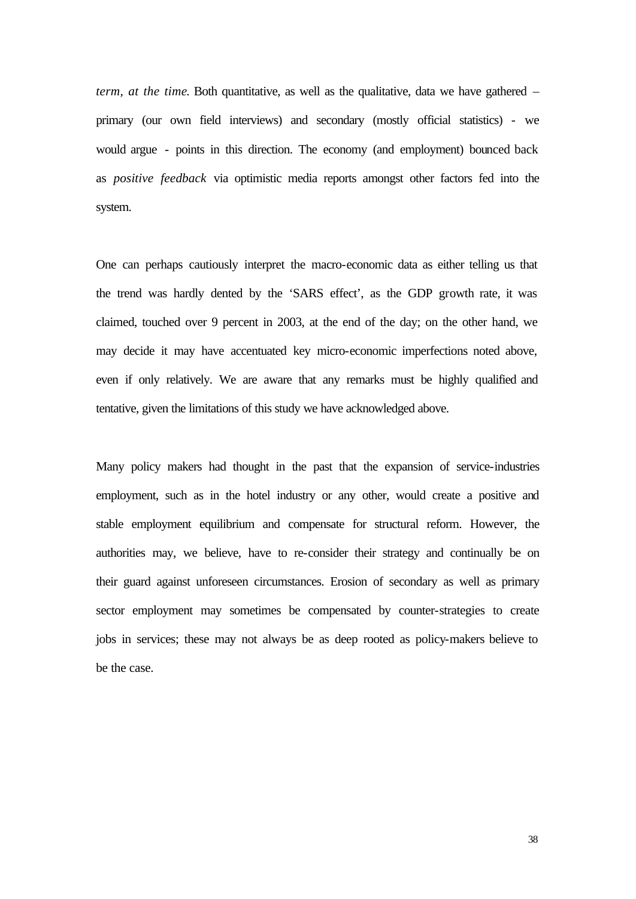*term, at the time.* Both quantitative, as well as the qualitative, data we have gathered – primary (our own field interviews) and secondary (mostly official statistics) - we would argue - points in this direction. The economy (and employment) bounced back as *positive feedback* via optimistic media reports amongst other factors fed into the system.

One can perhaps cautiously interpret the macro-economic data as either telling us that the trend was hardly dented by the 'SARS effect', as the GDP growth rate, it was claimed, touched over 9 percent in 2003, at the end of the day; on the other hand, we may decide it may have accentuated key micro-economic imperfections noted above, even if only relatively. We are aware that any remarks must be highly qualified and tentative, given the limitations of this study we have acknowledged above.

Many policy makers had thought in the past that the expansion of service-industries employment, such as in the hotel industry or any other, would create a positive and stable employment equilibrium and compensate for structural reform. However, the authorities may, we believe, have to re-consider their strategy and continually be on their guard against unforeseen circumstances. Erosion of secondary as well as primary sector employment may sometimes be compensated by counter-strategies to create jobs in services; these may not always be as deep rooted as policy-makers believe to be the case.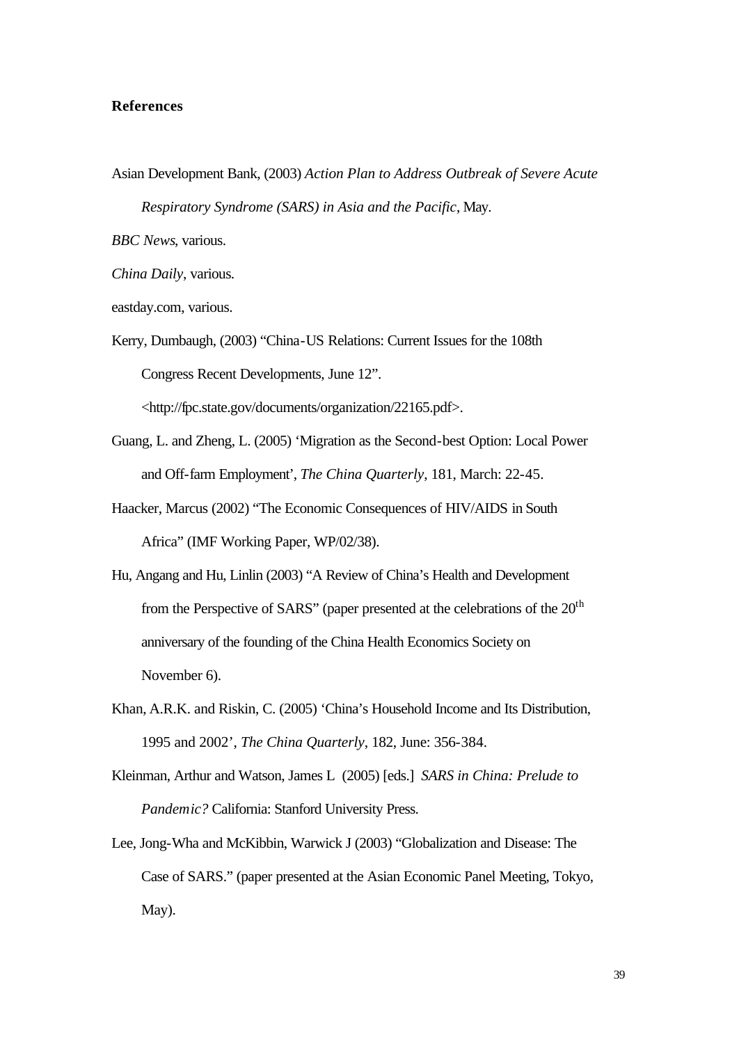## References

Asian Development Bank, (2003) *Action Plan to Address Outbreak of Severe Acute Respiratory Syndrome (SARS) in Asia and the Pacific*, May.

*BBC News*, various.

*China Daily*, various.

eastday.com, various.

Kerry, Dumbaugh, (2003) "China-US Relations: Current Issues for the 108th Congress Recent Developments, June 12". <http://fpc.state.gov/documents/organization/22165.pdf>.

Guang, L. and Zheng, L. (2005) 'Migration as the Second-best Option: Local Power and Off-farm Employment', *The China Quarterly*, 181, March: 22-45.

Haacker, Marcus (2002) "The Economic Consequences of HIV/AIDS in South Africa" (IMF Working Paper, WP/02/38).

Hu, Angang and Hu, Linlin (2003) "A Review of China's Health and Development from the Perspective of SARS" (paper presented at the celebrations of the 20th anniversary of the founding of the China Health Economics Society on November 6).

Khan, A.R.K. and Riskin, C. (2005) 'China's Household Income and Its Distribution, 1995 and 2002', *The China Quarterly*, 182, June: 356-384.

Kleinman, Arthur and Watson, James L (2005) [eds.] *SARS in China: Prelude to Pandemic?* California: Stanford University Press.

Lee, Jong-Wha and McKibbin, Warwick J (2003) "Globalization and Disease: The Case of SARS." (paper presented at the Asian Economic Panel Meeting, Tokyo, May).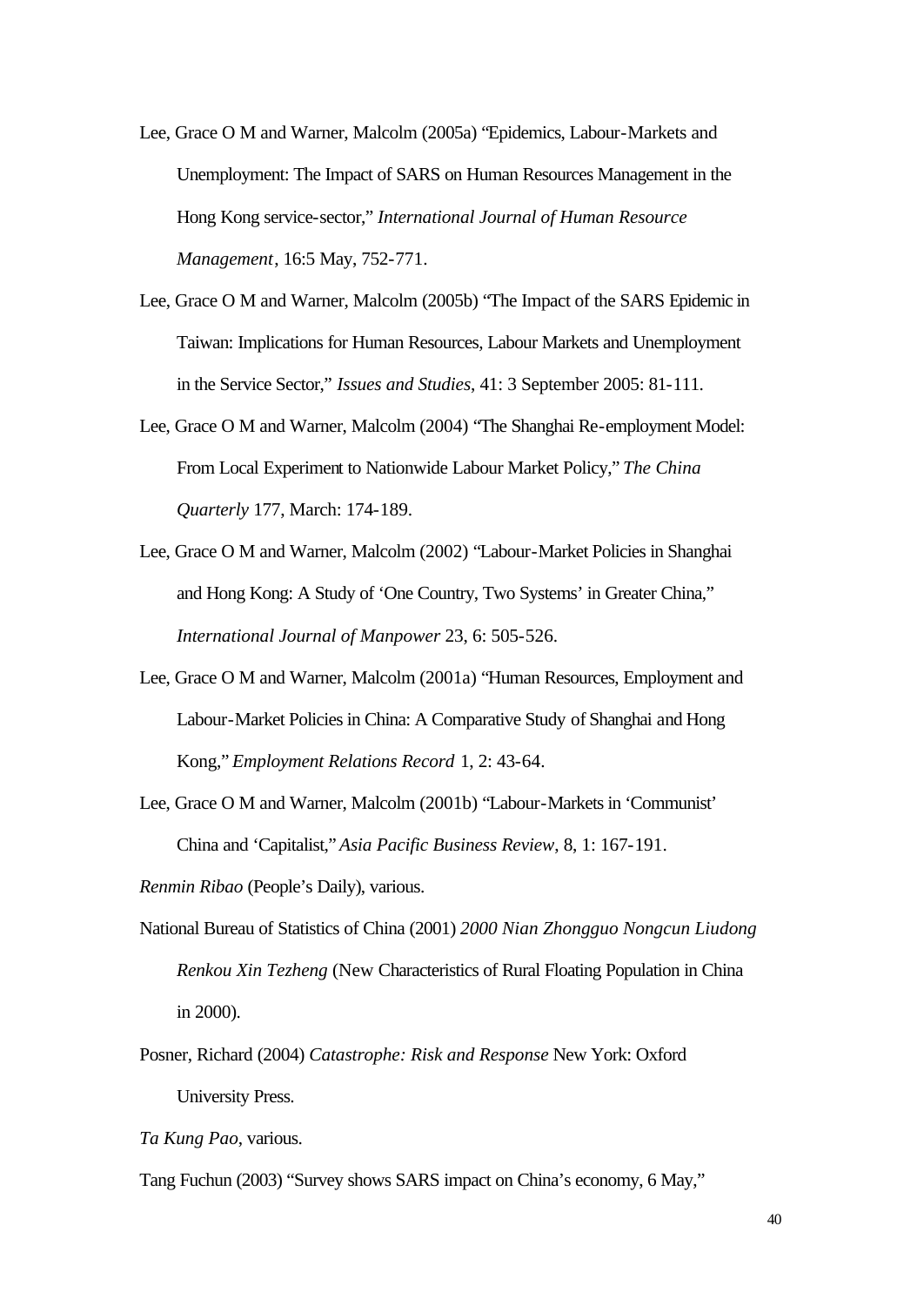Lee, Grace O M and Warner, Malcolm (2005a) "Epidemics, Labour-Markets and Unemployment: The Impact of SARS on Human Resources Management in the Hong Kong service-sector," *International Journal of Human Resource Management*, 16:5 May, 752-771.

Lee, Grace O M and Warner, Malcolm (2005b) "The Impact of the SARS Epidemic in Taiwan: Implications for Human Resources, Labour Markets and Unemployment in the Service Sector," *Issues and Studies*, 41: 3 September 2005: 81-111.

Lee, Grace O M and Warner, Malcolm (2004) "The Shanghai Re-employment Model: From Local Experiment to Nationwide Labour Market Policy," *The China Quarterly* 177, March: 174-189.

Lee, Grace O M and Warner, Malcolm (2002) "Labour-Market Policies in Shanghai and Hong Kong: A Study of 'One Country, Two Systems' in Greater China," *International Journal of Manpower* 23, 6: 505-526.

Lee, Grace O M and Warner, Malcolm (2001a) "Human Resources, Employment and Labour-Market Policies in China: A Comparative Study of Shanghai and Hong Kong," *Employment Relations Record* 1, 2: 43-64.

Lee, Grace O M and Warner, Malcolm (2001b) "Labour-Markets in 'Communist' China and 'Capitalist,'" *Asia Pacific Business Review*, 8, 1: 167-191.

*Renmin Ribao* (People's Daily), various.

National Bureau of Statistics of China (2001) *2000 Nian Zhongguo Nongcun Liudong Renkou Xin Tezheng* (New Characteristics of Rural Floating Population in China in 2000).

Posner, Richard (2004) *Catastrophe: Risk and Response* New York: Oxford University Press.

*Ta Kung Pao*, various.

Tang Fuchun (2003) "Survey shows SARS impact on China's economy, 6 May,"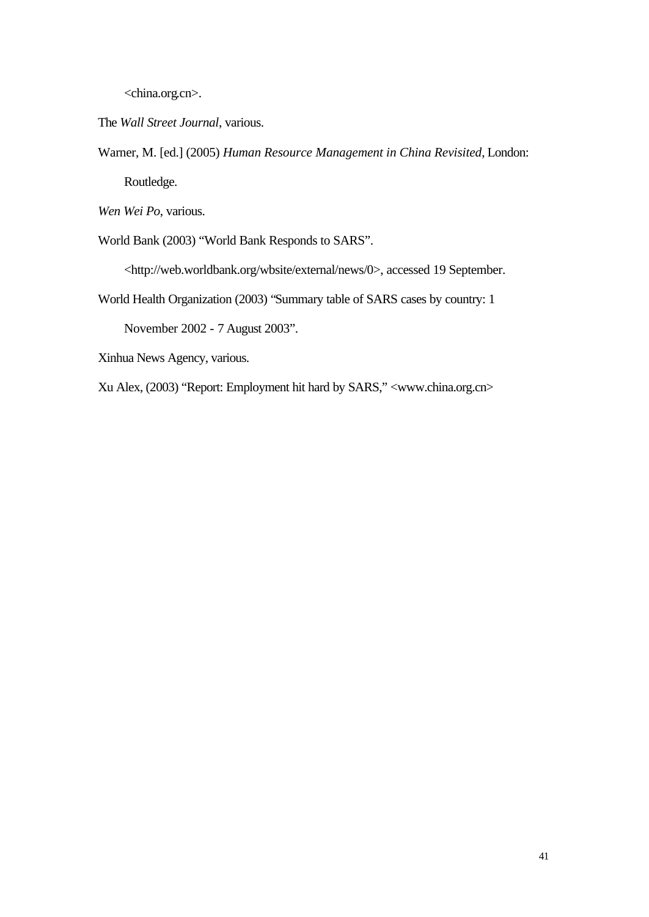<china.org.cn>.

The *Wall Street Journal*, various.

Warner, M. [ed.] (2005) *Human Resource Management in China Revisited*, London: Routledge.

*Wen Wei Po*, various.

World Bank (2003) "World Bank Responds to SARS". <http://web.worldbank.org/wbsite/external/news/0>, accessed 19 September.

World Health Organization (2003) "Summary table of SARS cases by country: 1 November 2002 - 7 August 2003".

Xinhua News Agency, various.

Xu Alex, (2003) "Report: Employment hit hard by SARS," <www.china.org.cn>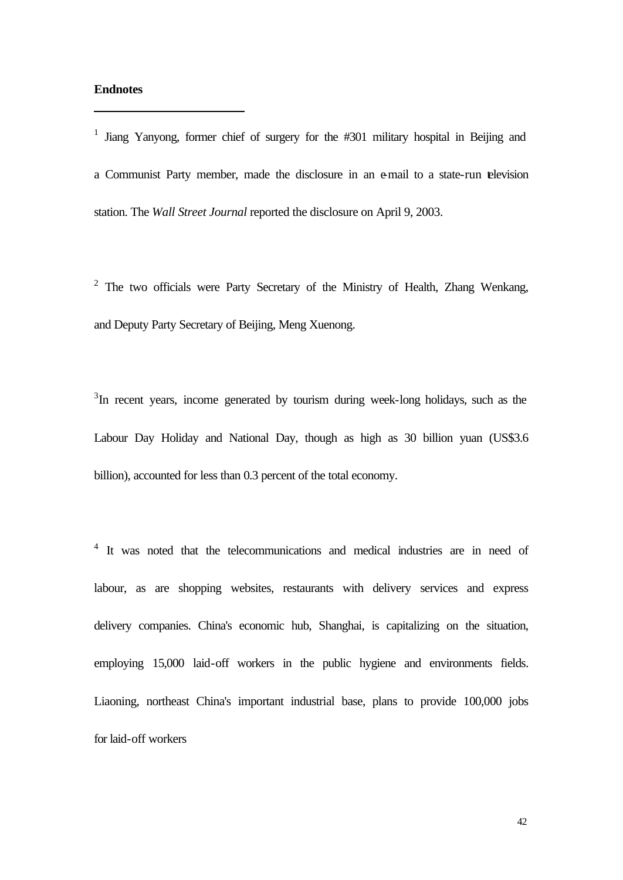**Endnotes**

[1] Jiang Yanyong, former chief of surgery for the #301 military hospital in Beijing and a Communist Party member, made the disclosure in an e-mail to a state-run television station. The *Wall Street Journal* reported the disclosure on April 9, 2003.

[2] The two officials were Party Secretary of the Ministry of Health, Zhang Wenkang, and Deputy Party Secretary of Beijing, Meng Xuenong.

[3] In recent years, income generated by tourism during week-long holidays, such as the Labour Day Holiday and National Day, though as high as 30 billion yuan (US$3.6 billion), accounted for less than 0.3 percent of the total economy.

[4] It was noted that the telecommunications and medical industries are in need of labour, as are shopping websites, restaurants with delivery services and express delivery companies. China's economic hub, Shanghai, is capitalizing on the situation, employing 15,000 laid-off workers in the public hygiene and environments fields. Liaoning, northeast China's important industrial base, plans to provide 100,000 jobs for laid-off workers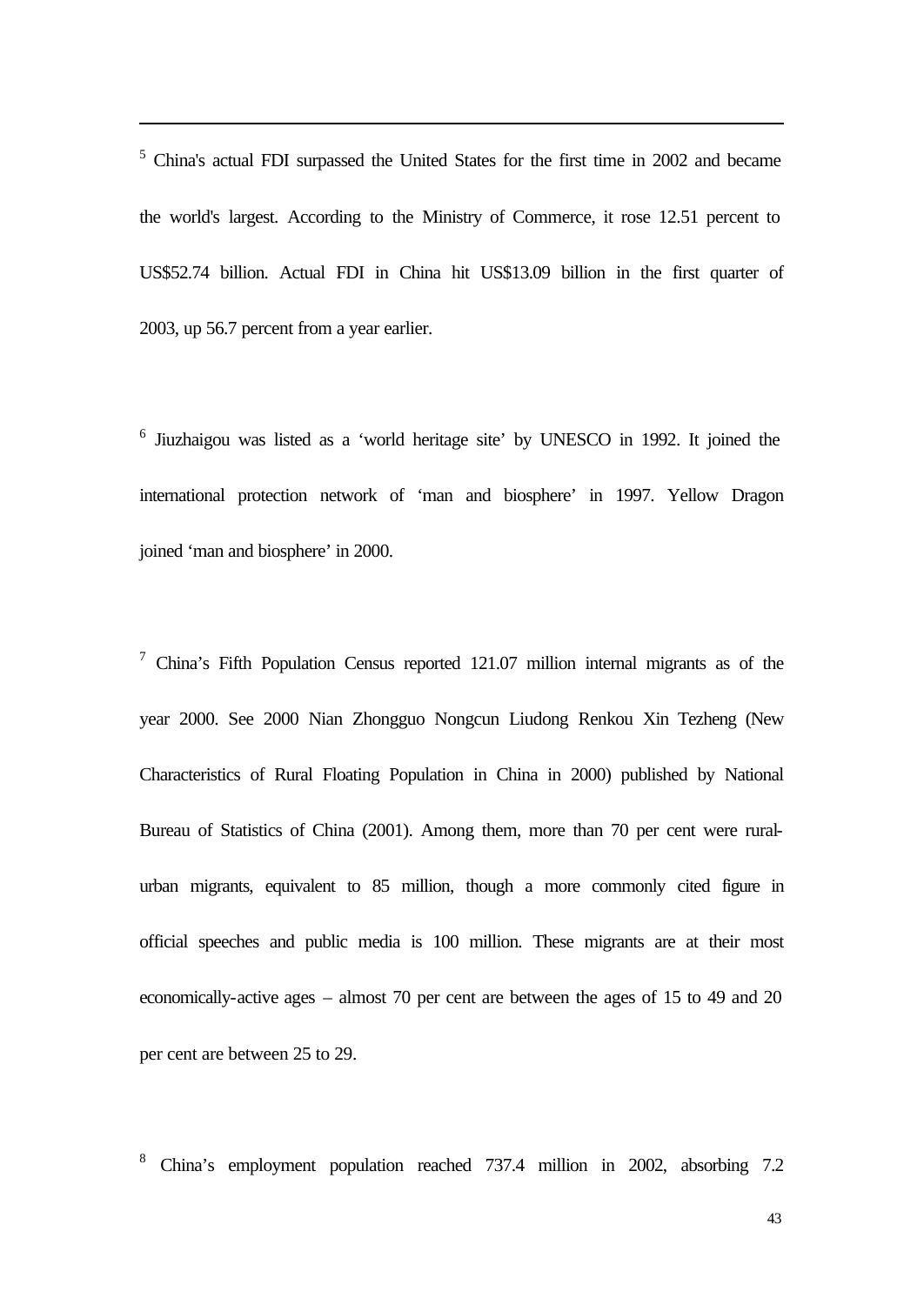[5] China's actual FDI surpassed the United States for the first time in 2002 and became the world's largest. According to the Ministry of Commerce, it rose 12.51 percent to US$52.74 billion. Actual FDI in China hit US$13.09 billion in the first quarter of 2003, up 56.7 percent from a year earlier.

[6] Jiuzhaigou was listed as a 'world heritage site' by UNESCO in 1992. It joined the international protection network of 'man and biosphere' in 1997. Yellow Dragon joined 'man and biosphere' in 2000.

[7] China's Fifth Population Census reported 121.07 million internal migrants as of the year 2000. See 2000 Nian Zhongguo Nongcun Liudong Renkou Xin Tezheng (New Characteristics of Rural Floating Population in China in 2000) published by National Bureau of Statistics of China (2001). Among them, more than 70 per cent were rural-urban migrants, equivalent to 85 million, though a more commonly cited figure in official speeches and public media is 100 million. These migrants are at their most economically-active ages – almost 70 per cent are between the ages of 15 to 49 and 20 per cent are between 25 to 29.

[8] China's employment population reached 737.4 million in 2002, absorbing 7.2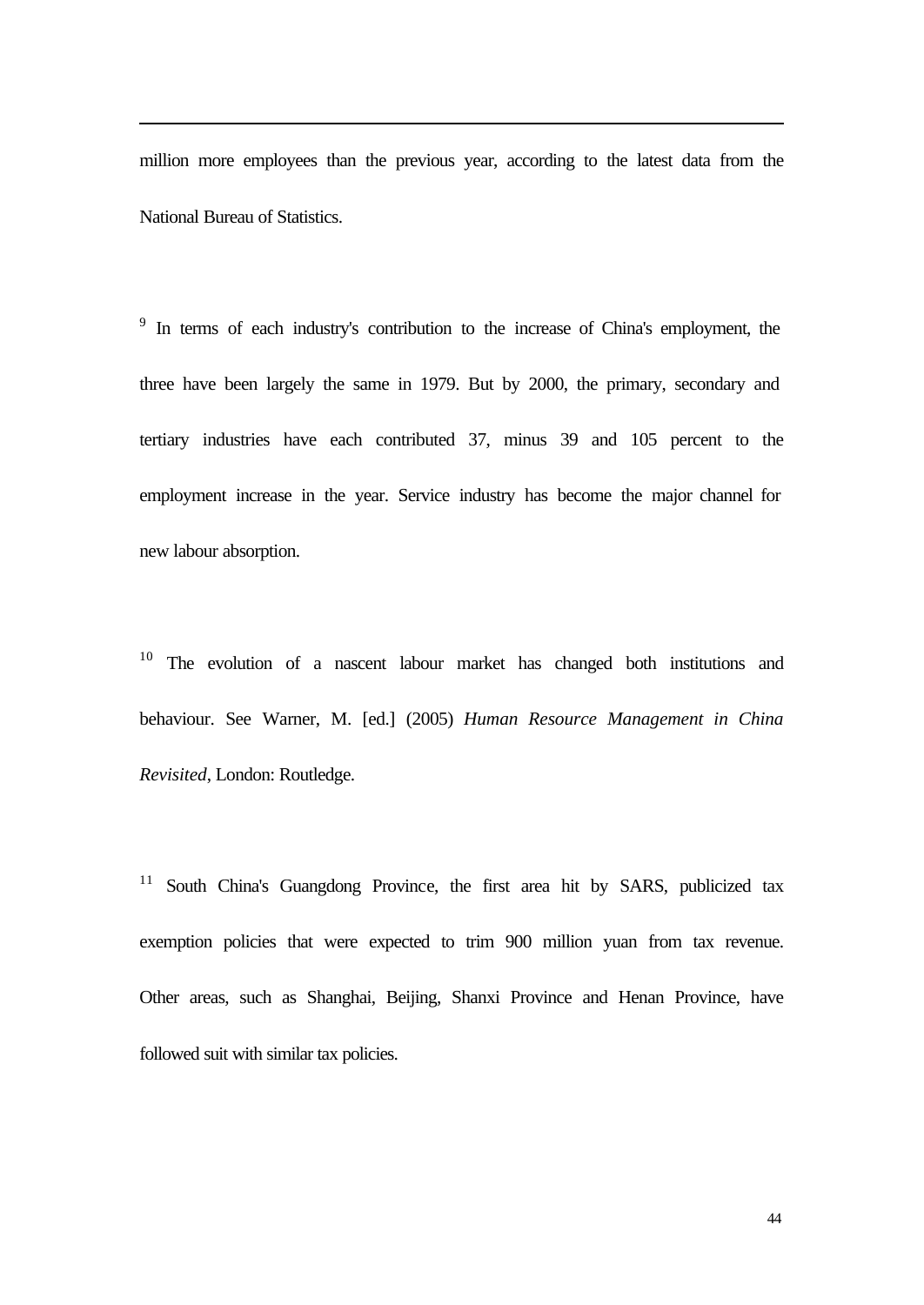million more employees than the previous year, according to the latest data from the National Bureau of Statistics.

[9] In terms of each industry's contribution to the increase of China's employment, the three have been largely the same in 1979. But by 2000, the primary, secondary and tertiary industries have each contributed 37, minus 39 and 105 percent to the employment increase in the year. Service industry has become the major channel for new labour absorption.

[10] The evolution of a nascent labour market has changed both institutions and behaviour. See Warner, M. [ed.] (2005) *Human Resource Management in China Revisited*, London: Routledge.

[11] South China's Guangdong Province, the first area hit by SARS, publicized tax exemption policies that were expected to trim 900 million yuan from tax revenue. Other areas, such as Shanghai, Beijing, Shanxi Province and Henan Province, have followed suit with similar tax policies.